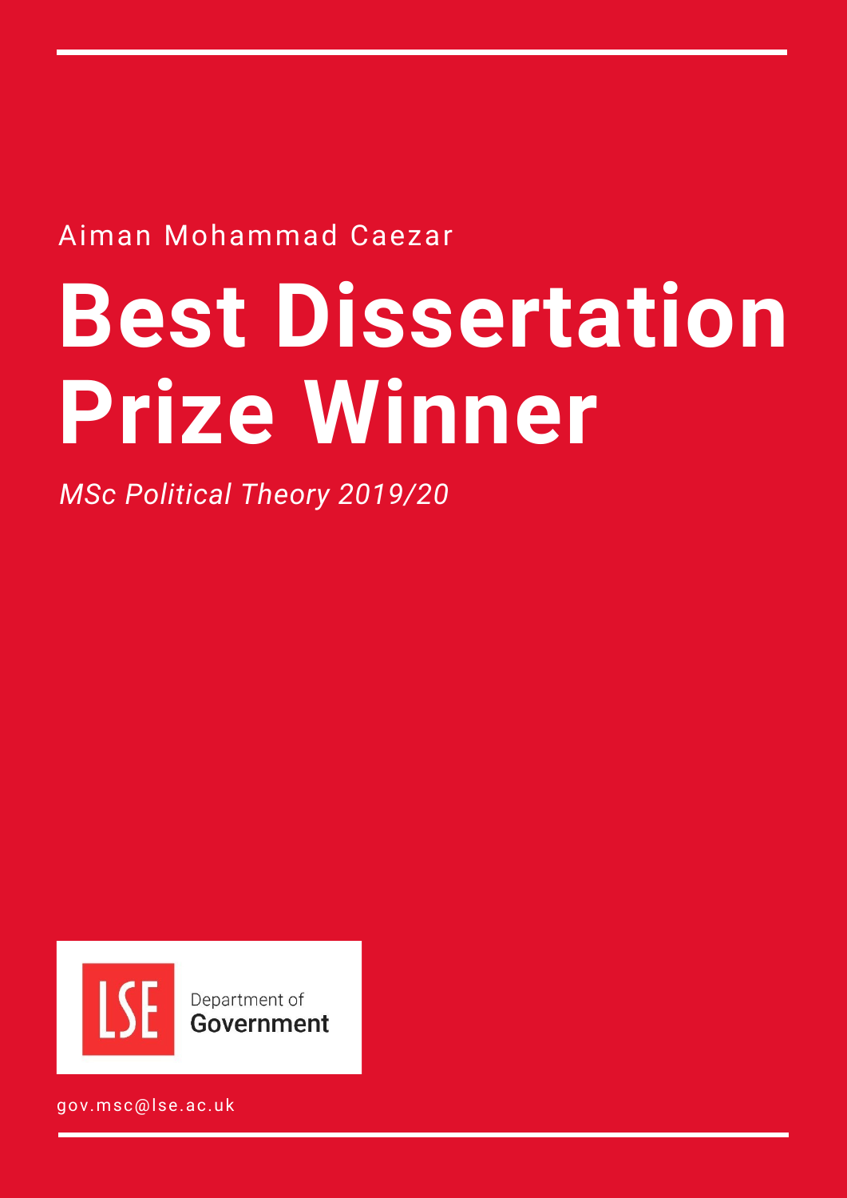Aiman Mohammad Caezar

# Best Dissertation Prize Winner

*MSc Political Theory 2019/20*

LSE Department of Government

gov.msc@lse.ac.uk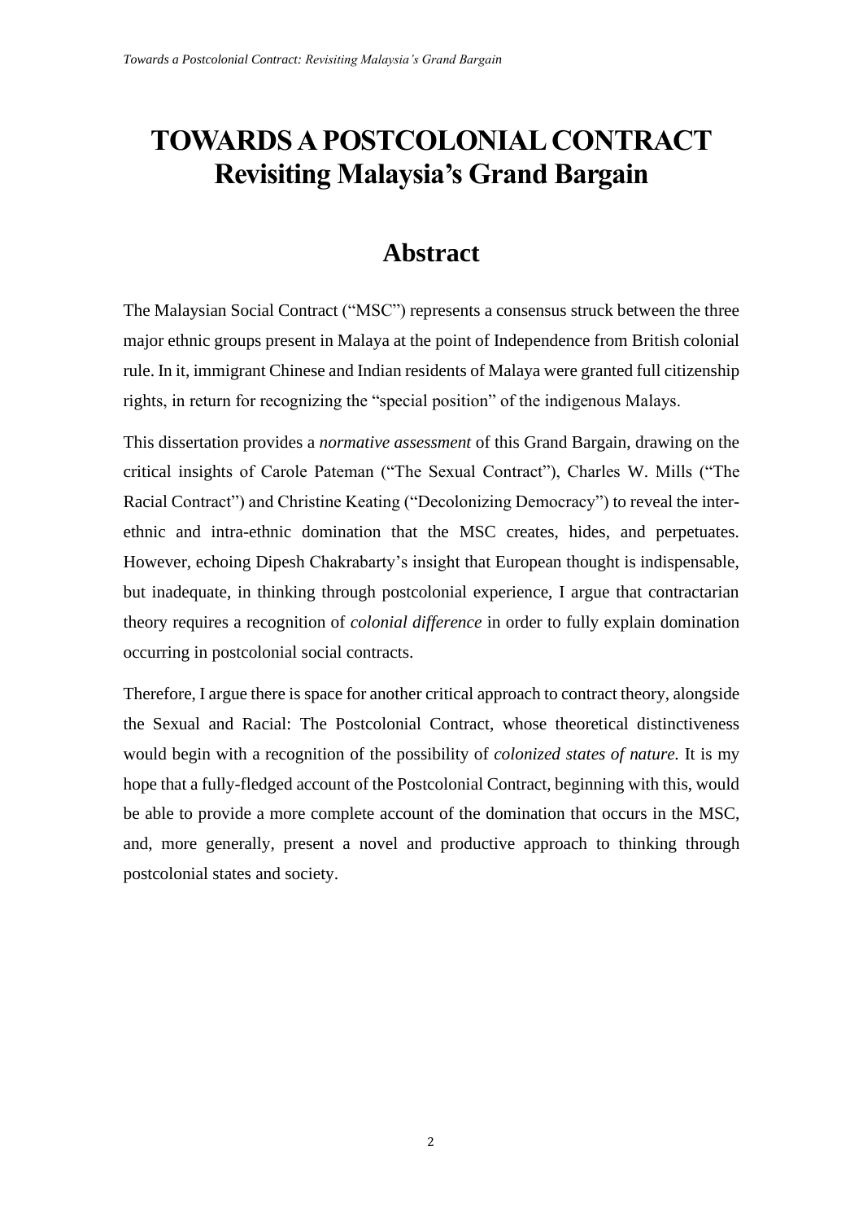# TOWARDS A POSTCOLONIAL CONTRACT
# Revisiting Malaysia's Grand Bargain

## Abstract

The Malaysian Social Contract ("MSC") represents a consensus struck between the three major ethnic groups present in Malaya at the point of Independence from British colonial rule. In it, immigrant Chinese and Indian residents of Malaya were granted full citizenship rights, in return for recognizing the "special position" of the indigenous Malays.

This dissertation provides a *normative assessment* of this Grand Bargain, drawing on the critical insights of Carole Pateman ("The Sexual Contract"), Charles W. Mills ("The Racial Contract") and Christine Keating ("Decolonizing Democracy") to reveal the inter-ethnic and intra-ethnic domination that the MSC creates, hides, and perpetuates. However, echoing Dipesh Chakrabarty's insight that European thought is indispensable, but inadequate, in thinking through postcolonial experience, I argue that contractarian theory requires a recognition of *colonial difference* in order to fully explain domination occurring in postcolonial social contracts.

Therefore, I argue there is space for another critical approach to contract theory, alongside the Sexual and Racial: The Postcolonial Contract, whose theoretical distinctiveness would begin with a recognition of the possibility of *colonized states of nature.* It is my hope that a fully-fledged account of the Postcolonial Contract, beginning with this, would be able to provide a more complete account of the domination that occurs in the MSC, and, more generally, present a novel and productive approach to thinking through postcolonial states and society.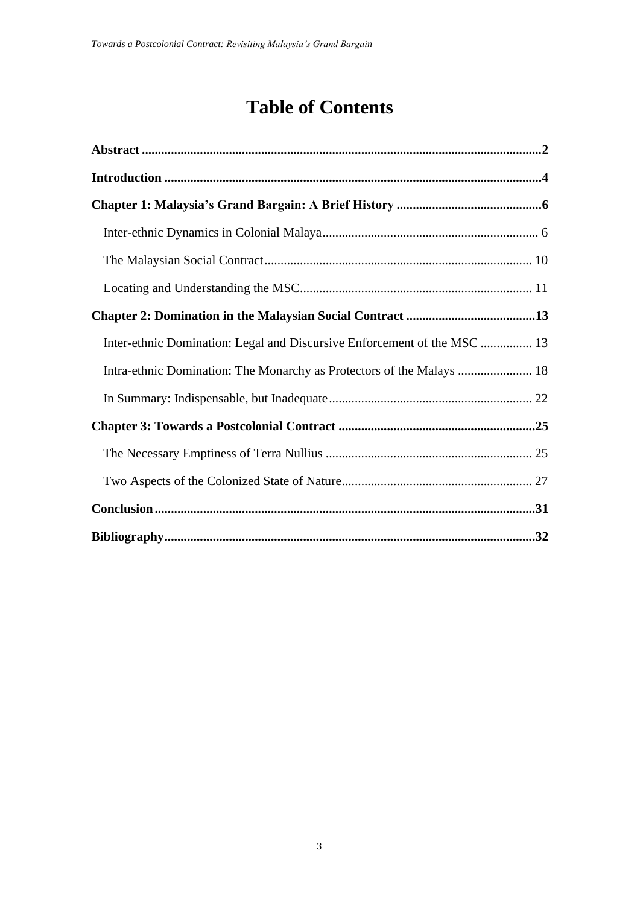# Table of Contents

**Abstract** ..........2

**Introduction** ..........4

**Chapter 1: Malaysia's Grand Bargain: A Brief History** ..........6

- Inter-ethnic Dynamics in Colonial Malaya ..........6
- The Malaysian Social Contract ..........10
- Locating and Understanding the MSC ..........11

**Chapter 2: Domination in the Malaysian Social Contract** ..........13

- Inter-ethnic Domination: Legal and Discursive Enforcement of the MSC ..........13
- Intra-ethnic Domination: The Monarchy as Protectors of the Malays ..........18
- In Summary: Indispensable, but Inadequate ..........22

**Chapter 3: Towards a Postcolonial Contract** ..........25

- The Necessary Emptiness of Terra Nullius ..........25
- Two Aspects of the Colonized State of Nature ..........27

**Conclusion** ..........31

**Bibliography** ..........32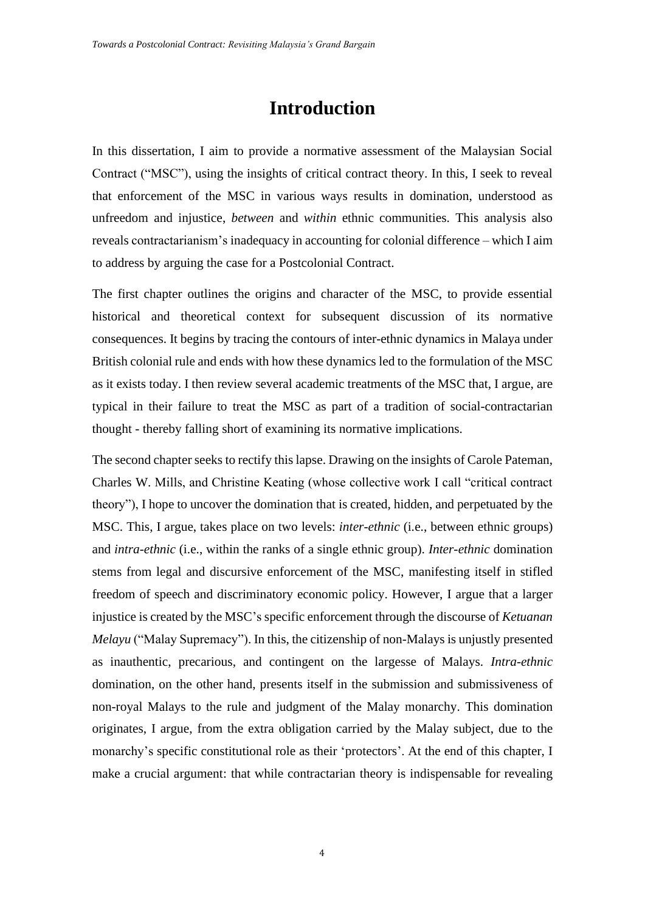# Introduction

In this dissertation, I aim to provide a normative assessment of the Malaysian Social Contract ("MSC"), using the insights of critical contract theory. In this, I seek to reveal that enforcement of the MSC in various ways results in domination, understood as unfreedom and injustice, *between* and *within* ethnic communities. This analysis also reveals contractarianism's inadequacy in accounting for colonial difference – which I aim to address by arguing the case for a Postcolonial Contract.

The first chapter outlines the origins and character of the MSC, to provide essential historical and theoretical context for subsequent discussion of its normative consequences. It begins by tracing the contours of inter-ethnic dynamics in Malaya under British colonial rule and ends with how these dynamics led to the formulation of the MSC as it exists today. I then review several academic treatments of the MSC that, I argue, are typical in their failure to treat the MSC as part of a tradition of social-contractarian thought - thereby falling short of examining its normative implications.

The second chapter seeks to rectify this lapse. Drawing on the insights of Carole Pateman, Charles W. Mills, and Christine Keating (whose collective work I call "critical contract theory"), I hope to uncover the domination that is created, hidden, and perpetuated by the MSC. This, I argue, takes place on two levels: *inter-ethnic* (i.e., between ethnic groups) and *intra-ethnic* (i.e., within the ranks of a single ethnic group). *Inter-ethnic* domination stems from legal and discursive enforcement of the MSC, manifesting itself in stifled freedom of speech and discriminatory economic policy. However, I argue that a larger injustice is created by the MSC's specific enforcement through the discourse of *Ketuanan Melayu* ("Malay Supremacy"). In this, the citizenship of non-Malays is unjustly presented as inauthentic, precarious, and contingent on the largesse of Malays. *Intra-ethnic* domination, on the other hand, presents itself in the submission and submissiveness of non-royal Malays to the rule and judgment of the Malay monarchy. This domination originates, I argue, from the extra obligation carried by the Malay subject, due to the monarchy's specific constitutional role as their 'protectors'. At the end of this chapter, I make a crucial argument: that while contractarian theory is indispensable for revealing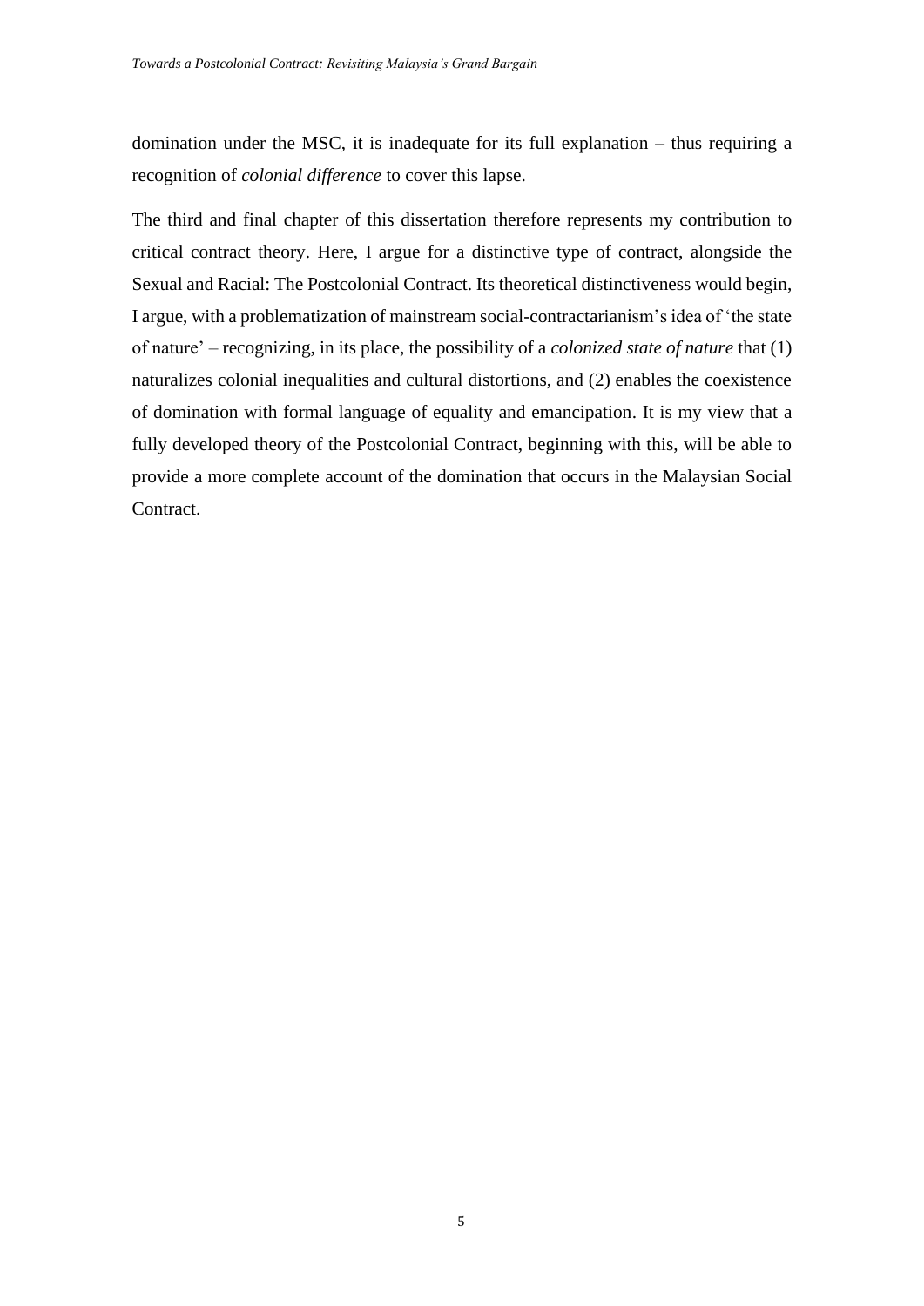domination under the MSC, it is inadequate for its full explanation – thus requiring a recognition of *colonial difference* to cover this lapse.

The third and final chapter of this dissertation therefore represents my contribution to critical contract theory. Here, I argue for a distinctive type of contract, alongside the Sexual and Racial: The Postcolonial Contract. Its theoretical distinctiveness would begin, I argue, with a problematization of mainstream social-contractarianism's idea of 'the state of nature' – recognizing, in its place, the possibility of a *colonized state of nature* that (1) naturalizes colonial inequalities and cultural distortions, and (2) enables the coexistence of domination with formal language of equality and emancipation. It is my view that a fully developed theory of the Postcolonial Contract, beginning with this, will be able to provide a more complete account of the domination that occurs in the Malaysian Social Contract.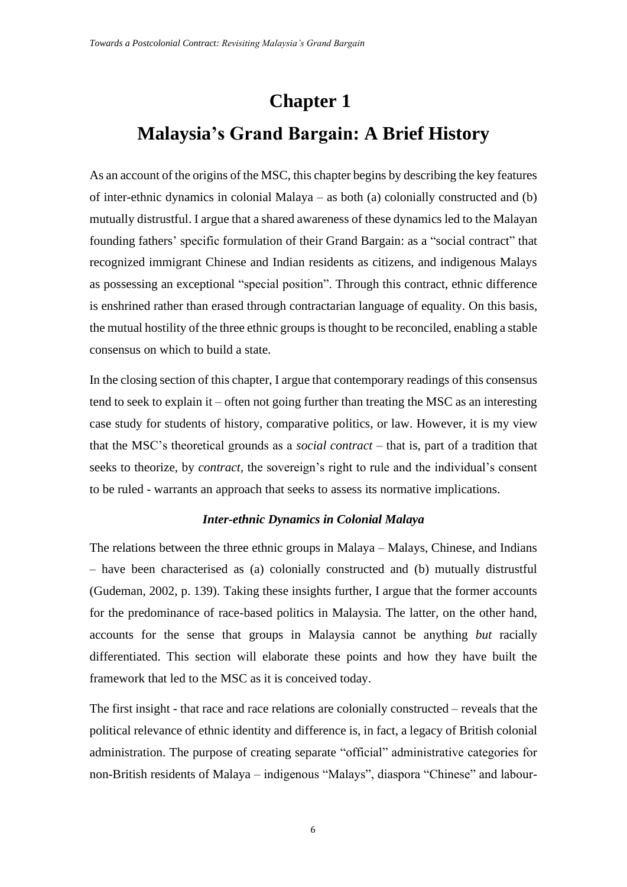# Chapter 1

# Malaysia's Grand Bargain: A Brief History

As an account of the origins of the MSC, this chapter begins by describing the key features of inter-ethnic dynamics in colonial Malaya – as both (a) colonially constructed and (b) mutually distrustful. I argue that a shared awareness of these dynamics led to the Malayan founding fathers' specific formulation of their Grand Bargain: as a "social contract" that recognized immigrant Chinese and Indian residents as citizens, and indigenous Malays as possessing an exceptional "special position". Through this contract, ethnic difference is enshrined rather than erased through contractarian language of equality. On this basis, the mutual hostility of the three ethnic groups is thought to be reconciled, enabling a stable consensus on which to build a state.

In the closing section of this chapter, I argue that contemporary readings of this consensus tend to seek to explain it – often not going further than treating the MSC as an interesting case study for students of history, comparative politics, or law. However, it is my view that the MSC's theoretical grounds as a *social contract* – that is, part of a tradition that seeks to theorize, by *contract*, the sovereign's right to rule and the individual's consent to be ruled - warrants an approach that seeks to assess its normative implications.

### *Inter-ethnic Dynamics in Colonial Malaya*

The relations between the three ethnic groups in Malaya – Malays, Chinese, and Indians – have been characterised as (a) colonially constructed and (b) mutually distrustful (Gudeman, 2002, p. 139). Taking these insights further, I argue that the former accounts for the predominance of race-based politics in Malaysia. The latter, on the other hand, accounts for the sense that groups in Malaysia cannot be anything *but* racially differentiated. This section will elaborate these points and how they have built the framework that led to the MSC as it is conceived today.

The first insight - that race and race relations are colonially constructed – reveals that the political relevance of ethnic identity and difference is, in fact, a legacy of British colonial administration. The purpose of creating separate "official" administrative categories for non-British residents of Malaya – indigenous "Malays", diaspora "Chinese" and labour-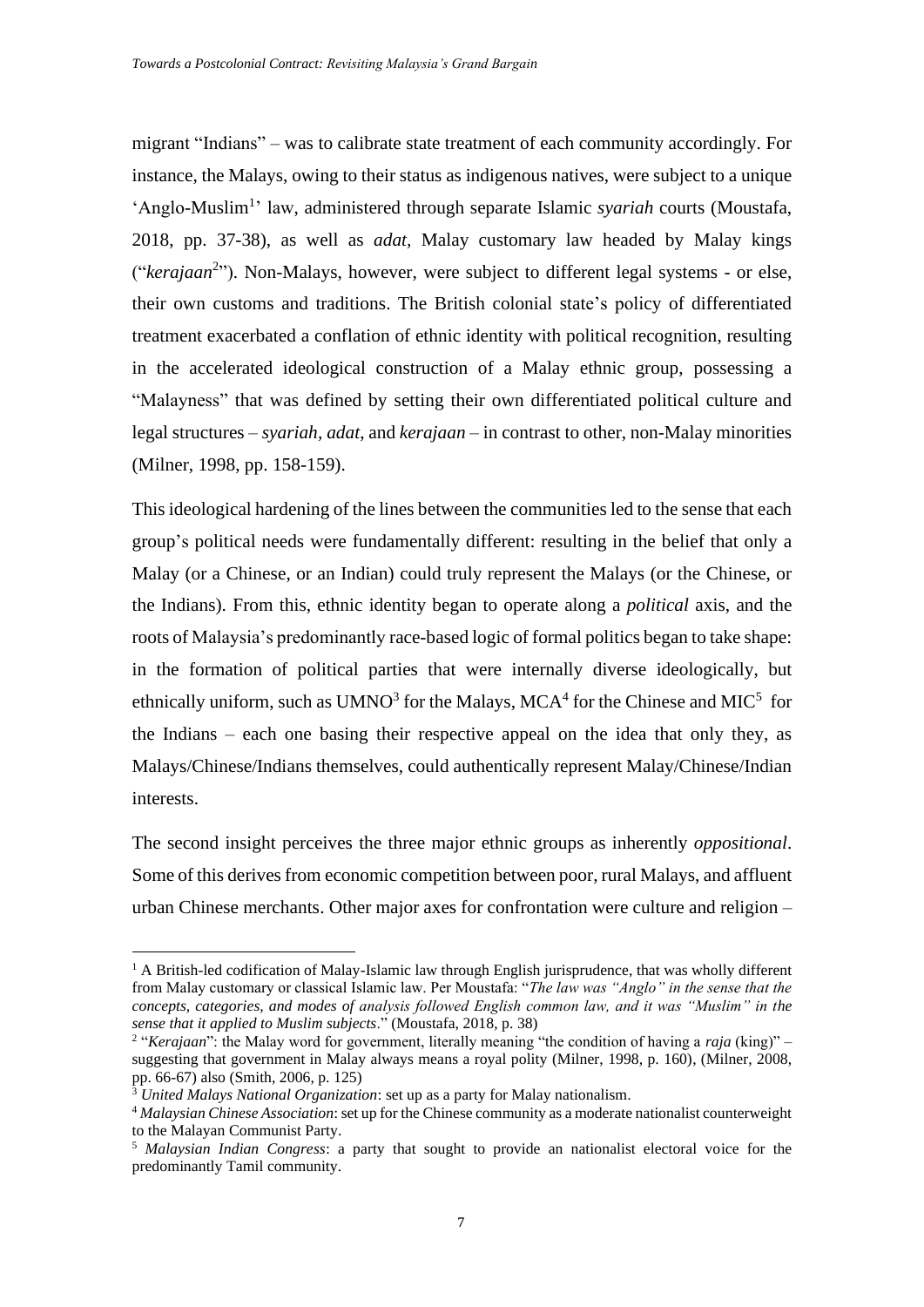migrant "Indians" – was to calibrate state treatment of each community accordingly. For instance, the Malays, owing to their status as indigenous natives, were subject to a unique 'Anglo-Muslim[1]' law, administered through separate Islamic *syariah* courts (Moustafa, 2018, pp. 37-38), as well as *adat*, Malay customary law headed by Malay kings ("*kerajaan*[2]"). Non-Malays, however, were subject to different legal systems - or else, their own customs and traditions. The British colonial state's policy of differentiated treatment exacerbated a conflation of ethnic identity with political recognition, resulting in the accelerated ideological construction of a Malay ethnic group, possessing a "Malayness" that was defined by setting their own differentiated political culture and legal structures – *syariah*, *adat*, and *kerajaan* – in contrast to other, non-Malay minorities (Milner, 1998, pp. 158-159).

This ideological hardening of the lines between the communities led to the sense that each group's political needs were fundamentally different: resulting in the belief that only a Malay (or a Chinese, or an Indian) could truly represent the Malays (or the Chinese, or the Indians). From this, ethnic identity began to operate along a *political* axis, and the roots of Malaysia's predominantly race-based logic of formal politics began to take shape: in the formation of political parties that were internally diverse ideologically, but ethnically uniform, such as UMNO[3] for the Malays, MCA[4] for the Chinese and MIC[5] for the Indians – each one basing their respective appeal on the idea that only they, as Malays/Chinese/Indians themselves, could authentically represent Malay/Chinese/Indian interests.

The second insight perceives the three major ethnic groups as inherently *oppositional*. Some of this derives from economic competition between poor, rural Malays, and affluent urban Chinese merchants. Other major axes for confrontation were culture and religion –

---

[1] A British-led codification of Malay-Islamic law through English jurisprudence, that was wholly different from Malay customary or classical Islamic law. Per Moustafa: "*The law was "Anglo" in the sense that the concepts, categories, and modes of analysis followed English common law, and it was "Muslim" in the sense that it applied to Muslim subjects*." (Moustafa, 2018, p. 38)

[2] "*Kerajaan*": the Malay word for government, literally meaning "the condition of having a *raja* (king)" – suggesting that government in Malay always means a royal polity (Milner, 1998, p. 160), (Milner, 2008, pp. 66-67) also (Smith, 2006, p. 125)

[3] *United Malays National Organization*: set up as a party for Malay nationalism.

[4] *Malaysian Chinese Association*: set up for the Chinese community as a moderate nationalist counterweight to the Malayan Communist Party.

[5] *Malaysian Indian Congress*: a party that sought to provide an nationalist electoral voice for the predominantly Tamil community.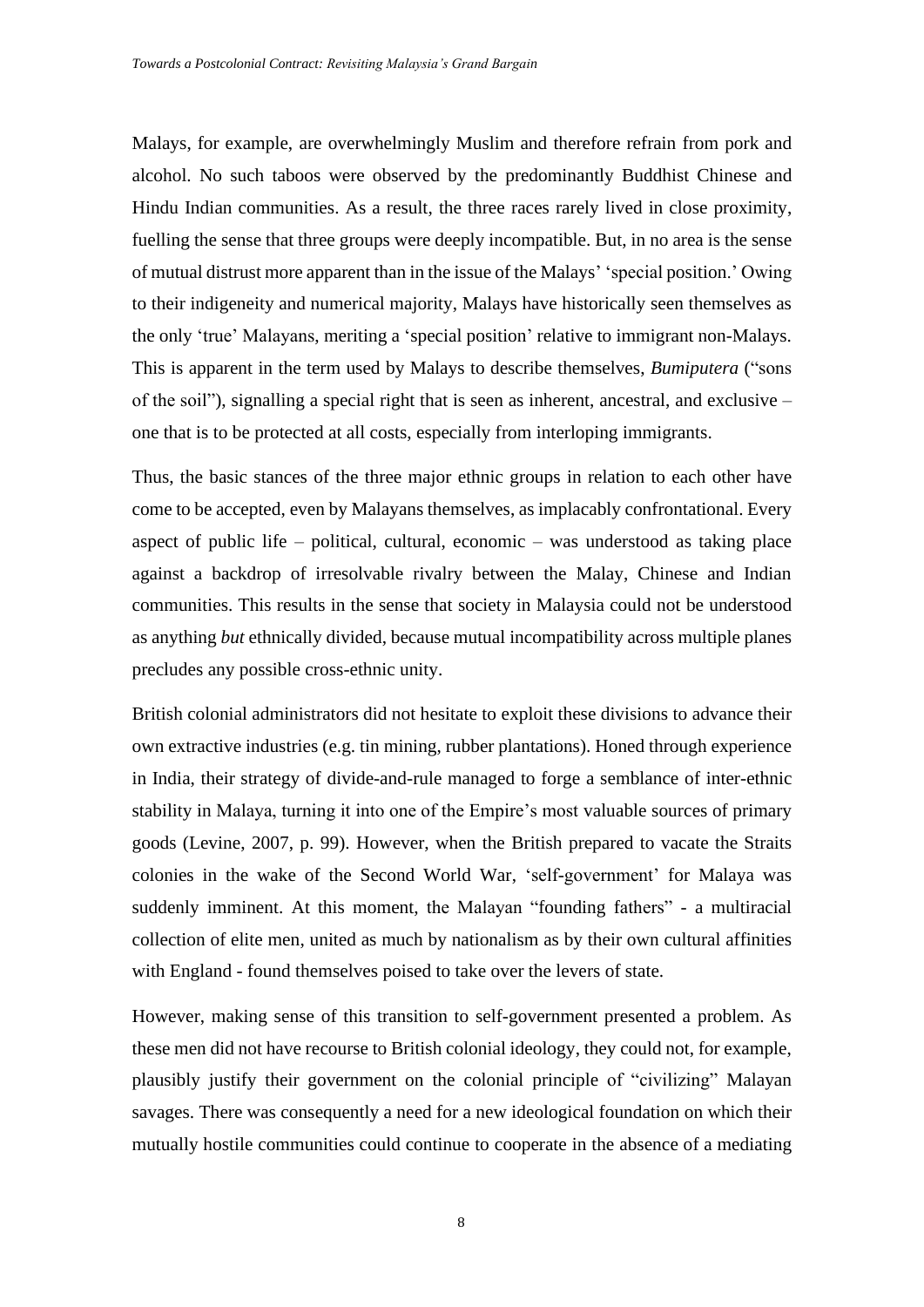Malays, for example, are overwhelmingly Muslim and therefore refrain from pork and alcohol. No such taboos were observed by the predominantly Buddhist Chinese and Hindu Indian communities. As a result, the three races rarely lived in close proximity, fuelling the sense that three groups were deeply incompatible. But, in no area is the sense of mutual distrust more apparent than in the issue of the Malays' 'special position.' Owing to their indigeneity and numerical majority, Malays have historically seen themselves as the only 'true' Malayans, meriting a 'special position' relative to immigrant non-Malays. This is apparent in the term used by Malays to describe themselves, *Bumiputera* ("sons of the soil"), signalling a special right that is seen as inherent, ancestral, and exclusive – one that is to be protected at all costs, especially from interloping immigrants.

Thus, the basic stances of the three major ethnic groups in relation to each other have come to be accepted, even by Malayans themselves, as implacably confrontational. Every aspect of public life – political, cultural, economic – was understood as taking place against a backdrop of irresolvable rivalry between the Malay, Chinese and Indian communities. This results in the sense that society in Malaysia could not be understood as anything *but* ethnically divided, because mutual incompatibility across multiple planes precludes any possible cross-ethnic unity.

British colonial administrators did not hesitate to exploit these divisions to advance their own extractive industries (e.g. tin mining, rubber plantations). Honed through experience in India, their strategy of divide-and-rule managed to forge a semblance of inter-ethnic stability in Malaya, turning it into one of the Empire's most valuable sources of primary goods (Levine, 2007, p. 99). However, when the British prepared to vacate the Straits colonies in the wake of the Second World War, 'self-government' for Malaya was suddenly imminent. At this moment, the Malayan "founding fathers" - a multiracial collection of elite men, united as much by nationalism as by their own cultural affinities with England - found themselves poised to take over the levers of state.

However, making sense of this transition to self-government presented a problem. As these men did not have recourse to British colonial ideology, they could not, for example, plausibly justify their government on the colonial principle of "civilizing" Malayan savages. There was consequently a need for a new ideological foundation on which their mutually hostile communities could continue to cooperate in the absence of a mediating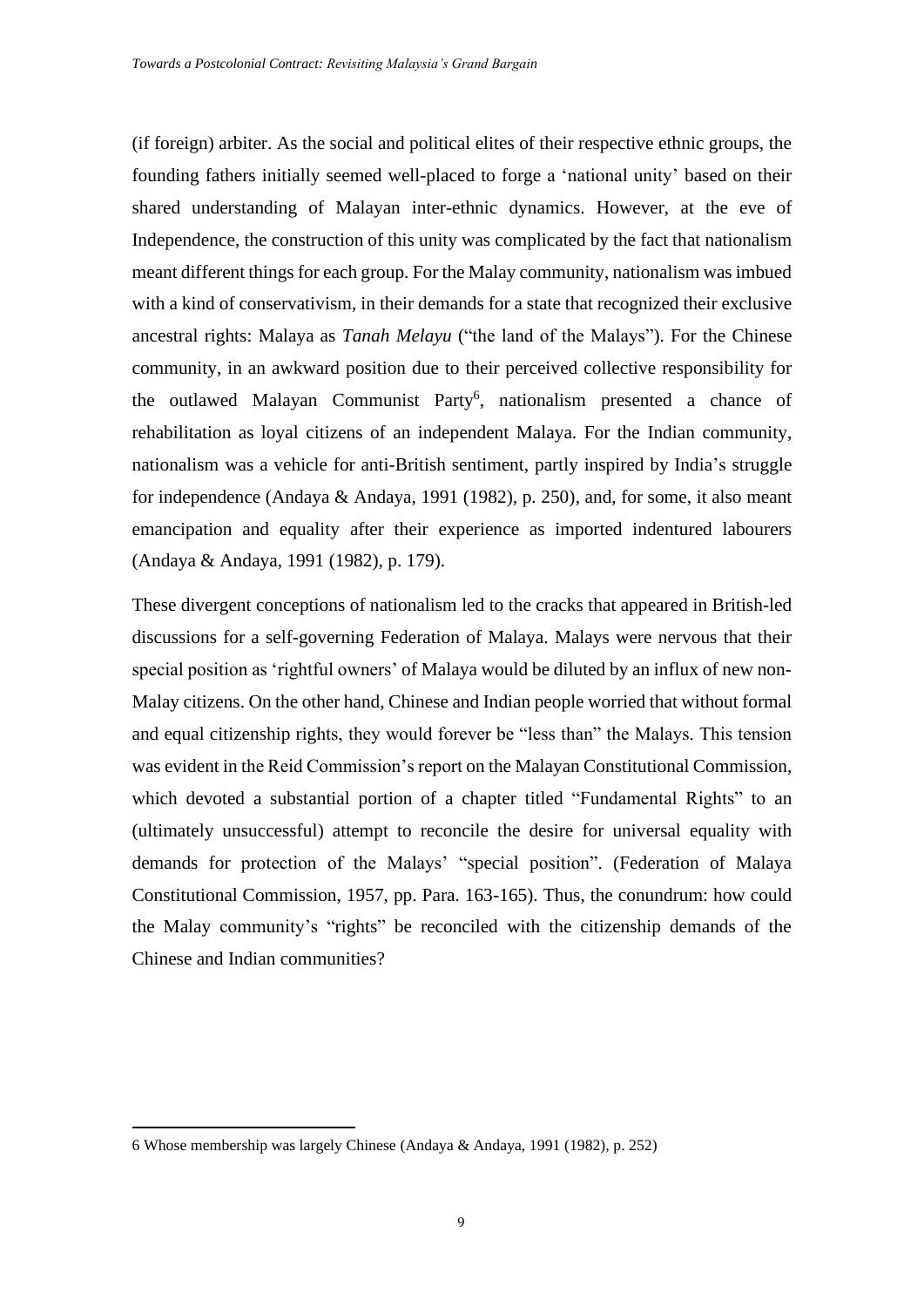(if foreign) arbiter. As the social and political elites of their respective ethnic groups, the founding fathers initially seemed well-placed to forge a 'national unity' based on their shared understanding of Malayan inter-ethnic dynamics. However, at the eve of Independence, the construction of this unity was complicated by the fact that nationalism meant different things for each group. For the Malay community, nationalism was imbued with a kind of conservativism, in their demands for a state that recognized their exclusive ancestral rights: Malaya as *Tanah Melayu* ("the land of the Malays"). For the Chinese community, in an awkward position due to their perceived collective responsibility for the outlawed Malayan Communist Party[6], nationalism presented a chance of rehabilitation as loyal citizens of an independent Malaya. For the Indian community, nationalism was a vehicle for anti-British sentiment, partly inspired by India's struggle for independence (Andaya & Andaya, 1991 (1982), p. 250), and, for some, it also meant emancipation and equality after their experience as imported indentured labourers (Andaya & Andaya, 1991 (1982), p. 179).

These divergent conceptions of nationalism led to the cracks that appeared in British-led discussions for a self-governing Federation of Malaya. Malays were nervous that their special position as 'rightful owners' of Malaya would be diluted by an influx of new non-Malay citizens. On the other hand, Chinese and Indian people worried that without formal and equal citizenship rights, they would forever be "less than" the Malays. This tension was evident in the Reid Commission's report on the Malayan Constitutional Commission, which devoted a substantial portion of a chapter titled "Fundamental Rights" to an (ultimately unsuccessful) attempt to reconcile the desire for universal equality with demands for protection of the Malays' "special position". (Federation of Malaya Constitutional Commission, 1957, pp. Para. 163-165). Thus, the conundrum: how could the Malay community's "rights" be reconciled with the citizenship demands of the Chinese and Indian communities?

6 Whose membership was largely Chinese (Andaya & Andaya, 1991 (1982), p. 252)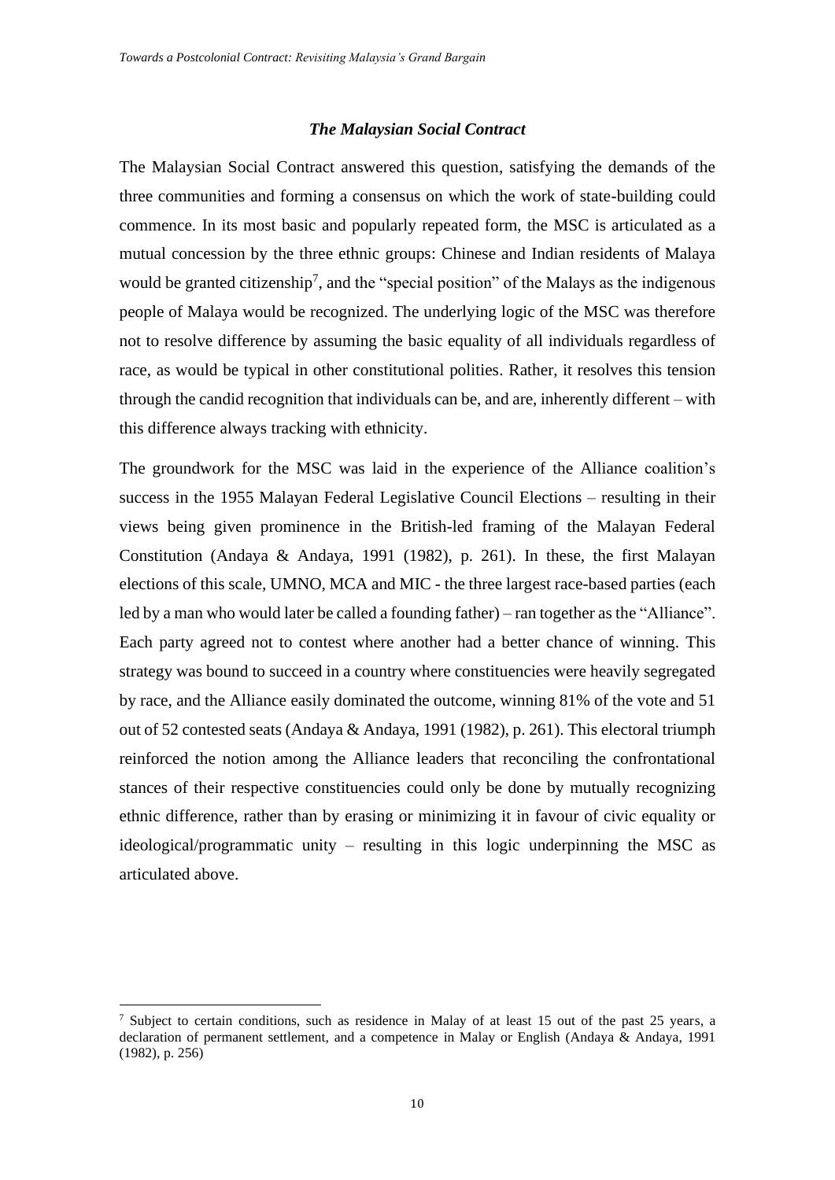### *The Malaysian Social Contract*

The Malaysian Social Contract answered this question, satisfying the demands of the three communities and forming a consensus on which the work of state-building could commence. In its most basic and popularly repeated form, the MSC is articulated as a mutual concession by the three ethnic groups: Chinese and Indian residents of Malaya would be granted citizenship[7], and the "special position" of the Malays as the indigenous people of Malaya would be recognized. The underlying logic of the MSC was therefore not to resolve difference by assuming the basic equality of all individuals regardless of race, as would be typical in other constitutional polities. Rather, it resolves this tension through the candid recognition that individuals can be, and are, inherently different – with this difference always tracking with ethnicity.

The groundwork for the MSC was laid in the experience of the Alliance coalition's success in the 1955 Malayan Federal Legislative Council Elections – resulting in their views being given prominence in the British-led framing of the Malayan Federal Constitution (Andaya & Andaya, 1991 (1982), p. 261). In these, the first Malayan elections of this scale, UMNO, MCA and MIC - the three largest race-based parties (each led by a man who would later be called a founding father) – ran together as the "Alliance". Each party agreed not to contest where another had a better chance of winning. This strategy was bound to succeed in a country where constituencies were heavily segregated by race, and the Alliance easily dominated the outcome, winning 81% of the vote and 51 out of 52 contested seats (Andaya & Andaya, 1991 (1982), p. 261). This electoral triumph reinforced the notion among the Alliance leaders that reconciling the confrontational stances of their respective constituencies could only be done by mutually recognizing ethnic difference, rather than by erasing or minimizing it in favour of civic equality or ideological/programmatic unity – resulting in this logic underpinning the MSC as articulated above.

[7] Subject to certain conditions, such as residence in Malay of at least 15 out of the past 25 years, a declaration of permanent settlement, and a competence in Malay or English (Andaya & Andaya, 1991 (1982), p. 256)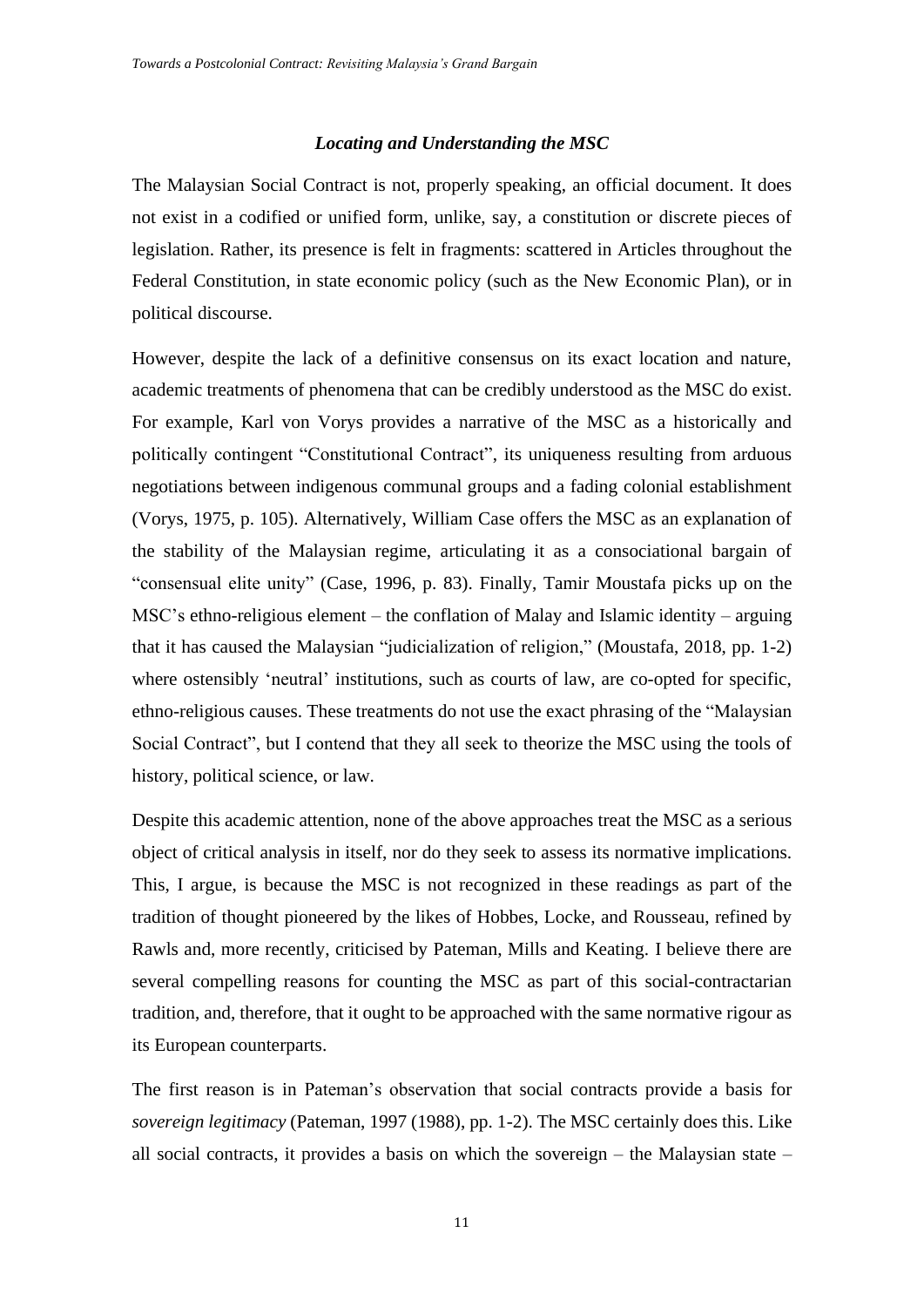### *Locating and Understanding the MSC*

The Malaysian Social Contract is not, properly speaking, an official document. It does not exist in a codified or unified form, unlike, say, a constitution or discrete pieces of legislation. Rather, its presence is felt in fragments: scattered in Articles throughout the Federal Constitution, in state economic policy (such as the New Economic Plan), or in political discourse.

However, despite the lack of a definitive consensus on its exact location and nature, academic treatments of phenomena that can be credibly understood as the MSC do exist. For example, Karl von Vorys provides a narrative of the MSC as a historically and politically contingent "Constitutional Contract", its uniqueness resulting from arduous negotiations between indigenous communal groups and a fading colonial establishment (Vorys, 1975, p. 105). Alternatively, William Case offers the MSC as an explanation of the stability of the Malaysian regime, articulating it as a consociational bargain of "consensual elite unity" (Case, 1996, p. 83). Finally, Tamir Moustafa picks up on the MSC's ethno-religious element – the conflation of Malay and Islamic identity – arguing that it has caused the Malaysian "judicialization of religion," (Moustafa, 2018, pp. 1-2) where ostensibly 'neutral' institutions, such as courts of law, are co-opted for specific, ethno-religious causes. These treatments do not use the exact phrasing of the "Malaysian Social Contract", but I contend that they all seek to theorize the MSC using the tools of history, political science, or law.

Despite this academic attention, none of the above approaches treat the MSC as a serious object of critical analysis in itself, nor do they seek to assess its normative implications. This, I argue, is because the MSC is not recognized in these readings as part of the tradition of thought pioneered by the likes of Hobbes, Locke, and Rousseau, refined by Rawls and, more recently, criticised by Pateman, Mills and Keating. I believe there are several compelling reasons for counting the MSC as part of this social-contractarian tradition, and, therefore, that it ought to be approached with the same normative rigour as its European counterparts.

The first reason is in Pateman's observation that social contracts provide a basis for *sovereign legitimacy* (Pateman, 1997 (1988), pp. 1-2). The MSC certainly does this. Like all social contracts, it provides a basis on which the sovereign – the Malaysian state –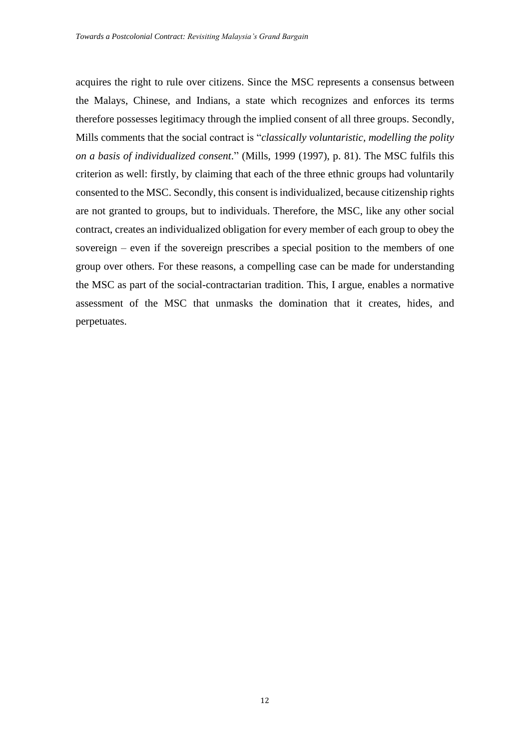acquires the right to rule over citizens. Since the MSC represents a consensus between the Malays, Chinese, and Indians, a state which recognizes and enforces its terms therefore possesses legitimacy through the implied consent of all three groups. Secondly, Mills comments that the social contract is "*classically voluntaristic, modelling the polity on a basis of individualized consent*." (Mills, 1999 (1997), p. 81). The MSC fulfils this criterion as well: firstly, by claiming that each of the three ethnic groups had voluntarily consented to the MSC. Secondly, this consent is individualized, because citizenship rights are not granted to groups, but to individuals. Therefore, the MSC, like any other social contract, creates an individualized obligation for every member of each group to obey the sovereign – even if the sovereign prescribes a special position to the members of one group over others. For these reasons, a compelling case can be made for understanding the MSC as part of the social-contractarian tradition. This, I argue, enables a normative assessment of the MSC that unmasks the domination that it creates, hides, and perpetuates.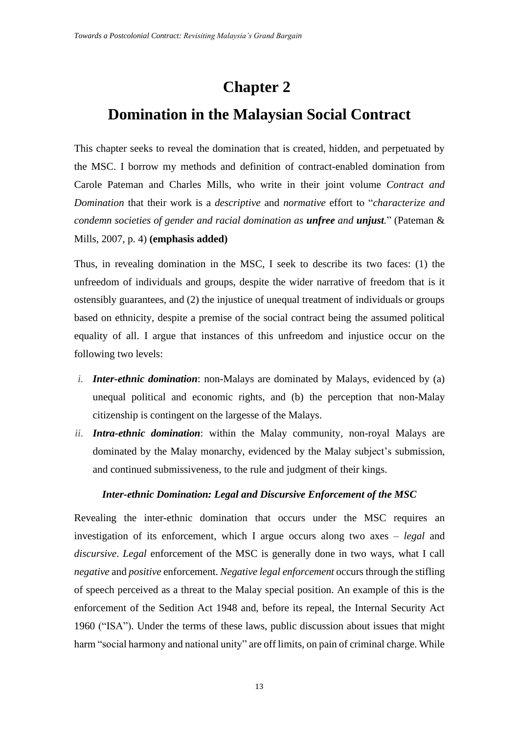# Chapter 2

# Domination in the Malaysian Social Contract

This chapter seeks to reveal the domination that is created, hidden, and perpetuated by the MSC. I borrow my methods and definition of contract-enabled domination from Carole Pateman and Charles Mills, who write in their joint volume *Contract and Domination* that their work is a *descriptive* and *normative* effort to "*characterize and condemn societies of gender and racial domination as **unfree** and **unjust**.*" (Pateman & Mills, 2007, p. 4) **(emphasis added)**

Thus, in revealing domination in the MSC, I seek to describe its two faces: (1) the unfreedom of individuals and groups, despite the wider narrative of freedom that is it ostensibly guarantees, and (2) the injustice of unequal treatment of individuals or groups based on ethnicity, despite a premise of the social contract being the assumed political equality of all. I argue that instances of this unfreedom and injustice occur on the following two levels:

*i.* ***Inter-ethnic domination***: non-Malays are dominated by Malays, evidenced by (a) unequal political and economic rights, and (b) the perception that non-Malay citizenship is contingent on the largesse of the Malays.

*ii.* ***Intra-ethnic domination***: within the Malay community, non-royal Malays are dominated by the Malay monarchy, evidenced by the Malay subject's submission, and continued submissiveness, to the rule and judgment of their kings.

### *Inter-ethnic Domination: Legal and Discursive Enforcement of the MSC*

Revealing the inter-ethnic domination that occurs under the MSC requires an investigation of its enforcement, which I argue occurs along two axes – *legal* and *discursive*. *Legal* enforcement of the MSC is generally done in two ways, what I call *negative* and *positive* enforcement. *Negative legal enforcement* occurs through the stifling of speech perceived as a threat to the Malay special position. An example of this is the enforcement of the Sedition Act 1948 and, before its repeal, the Internal Security Act 1960 ("ISA"). Under the terms of these laws, public discussion about issues that might harm "social harmony and national unity" are off limits, on pain of criminal charge. While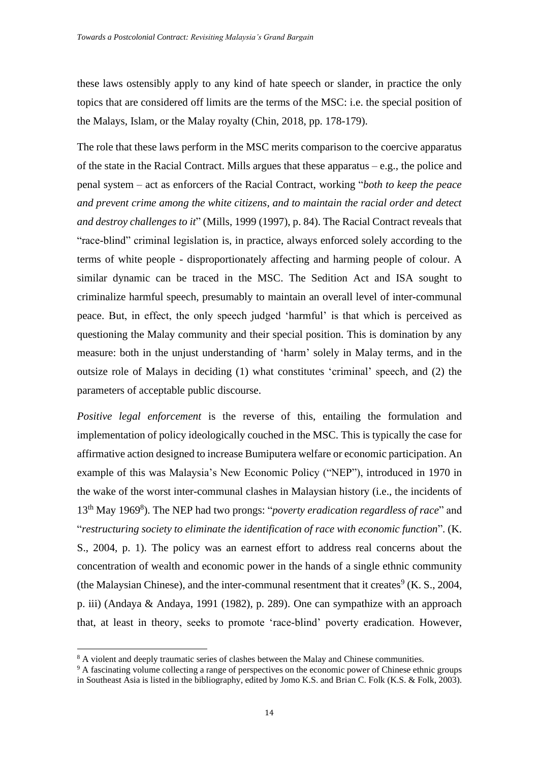these laws ostensibly apply to any kind of hate speech or slander, in practice the only topics that are considered off limits are the terms of the MSC: i.e. the special position of the Malays, Islam, or the Malay royalty (Chin, 2018, pp. 178-179).

The role that these laws perform in the MSC merits comparison to the coercive apparatus of the state in the Racial Contract. Mills argues that these apparatus – e.g., the police and penal system – act as enforcers of the Racial Contract, working "*both to keep the peace and prevent crime among the white citizens, and to maintain the racial order and detect and destroy challenges to it*" (Mills, 1999 (1997), p. 84). The Racial Contract reveals that "race-blind" criminal legislation is, in practice, always enforced solely according to the terms of white people - disproportionately affecting and harming people of colour. A similar dynamic can be traced in the MSC. The Sedition Act and ISA sought to criminalize harmful speech, presumably to maintain an overall level of inter-communal peace. But, in effect, the only speech judged 'harmful' is that which is perceived as questioning the Malay community and their special position. This is domination by any measure: both in the unjust understanding of 'harm' solely in Malay terms, and in the outsize role of Malays in deciding (1) what constitutes 'criminal' speech, and (2) the parameters of acceptable public discourse.

*Positive legal enforcement* is the reverse of this, entailing the formulation and implementation of policy ideologically couched in the MSC. This is typically the case for affirmative action designed to increase Bumiputera welfare or economic participation. An example of this was Malaysia's New Economic Policy ("NEP"), introduced in 1970 in the wake of the worst inter-communal clashes in Malaysian history (i.e., the incidents of 13th May 1969[8]). The NEP had two prongs: "*poverty eradication regardless of race*" and "*restructuring society to eliminate the identification of race with economic function*". (K. S., 2004, p. 1). The policy was an earnest effort to address real concerns about the concentration of wealth and economic power in the hands of a single ethnic community (the Malaysian Chinese), and the inter-communal resentment that it creates[9] (K. S., 2004, p. iii) (Andaya & Andaya, 1991 (1982), p. 289). One can sympathize with an approach that, at least in theory, seeks to promote 'race-blind' poverty eradication. However,

[8] A violent and deeply traumatic series of clashes between the Malay and Chinese communities.

[9] A fascinating volume collecting a range of perspectives on the economic power of Chinese ethnic groups in Southeast Asia is listed in the bibliography, edited by Jomo K.S. and Brian C. Folk (K.S. & Folk, 2003).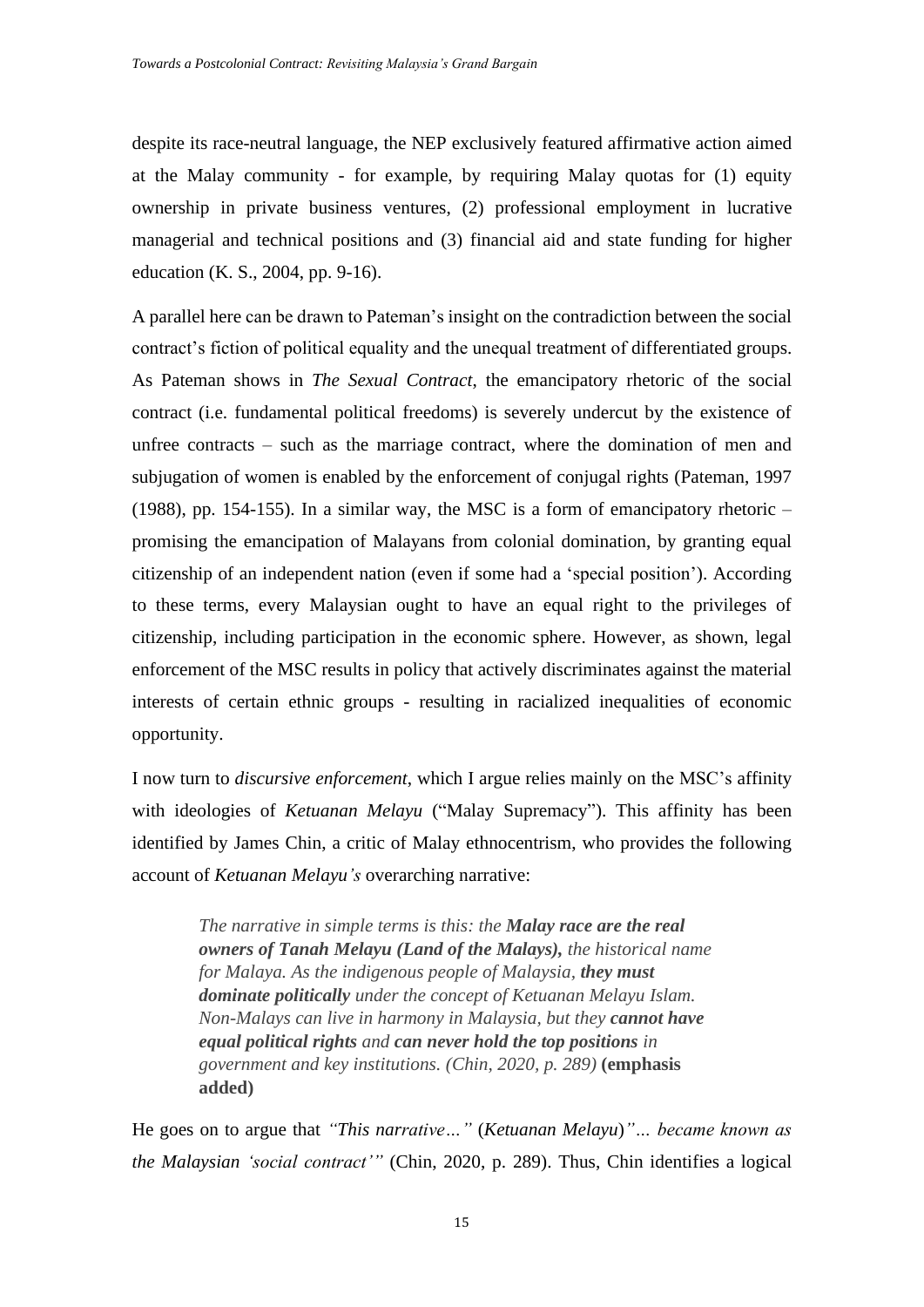despite its race-neutral language, the NEP exclusively featured affirmative action aimed at the Malay community - for example, by requiring Malay quotas for (1) equity ownership in private business ventures, (2) professional employment in lucrative managerial and technical positions and (3) financial aid and state funding for higher education (K. S., 2004, pp. 9-16).

A parallel here can be drawn to Pateman's insight on the contradiction between the social contract's fiction of political equality and the unequal treatment of differentiated groups. As Pateman shows in *The Sexual Contract*, the emancipatory rhetoric of the social contract (i.e. fundamental political freedoms) is severely undercut by the existence of unfree contracts – such as the marriage contract, where the domination of men and subjugation of women is enabled by the enforcement of conjugal rights (Pateman, 1997 (1988), pp. 154-155). In a similar way, the MSC is a form of emancipatory rhetoric – promising the emancipation of Malayans from colonial domination, by granting equal citizenship of an independent nation (even if some had a 'special position'). According to these terms, every Malaysian ought to have an equal right to the privileges of citizenship, including participation in the economic sphere. However, as shown, legal enforcement of the MSC results in policy that actively discriminates against the material interests of certain ethnic groups - resulting in racialized inequalities of economic opportunity.

I now turn to *discursive enforcement*, which I argue relies mainly on the MSC's affinity with ideologies of *Ketuanan Melayu* ("Malay Supremacy"). This affinity has been identified by James Chin, a critic of Malay ethnocentrism, who provides the following account of *Ketuanan Melayu's* overarching narrative:

> *The narrative in simple terms is this: the **Malay race are the real owners of Tanah Melayu (Land of the Malays),** the historical name for Malaya. As the indigenous people of Malaysia, **they must dominate politically** under the concept of Ketuanan Melayu Islam. Non-Malays can live in harmony in Malaysia, but they **cannot have equal political rights** and **can never hold the top positions** in government and key institutions. (Chin, 2020, p. 289)* **(emphasis added)**

He goes on to argue that *"This narrative…"* (*Ketuanan Melayu*)*"… became known as the Malaysian 'social contract'"* (Chin, 2020, p. 289). Thus, Chin identifies a logical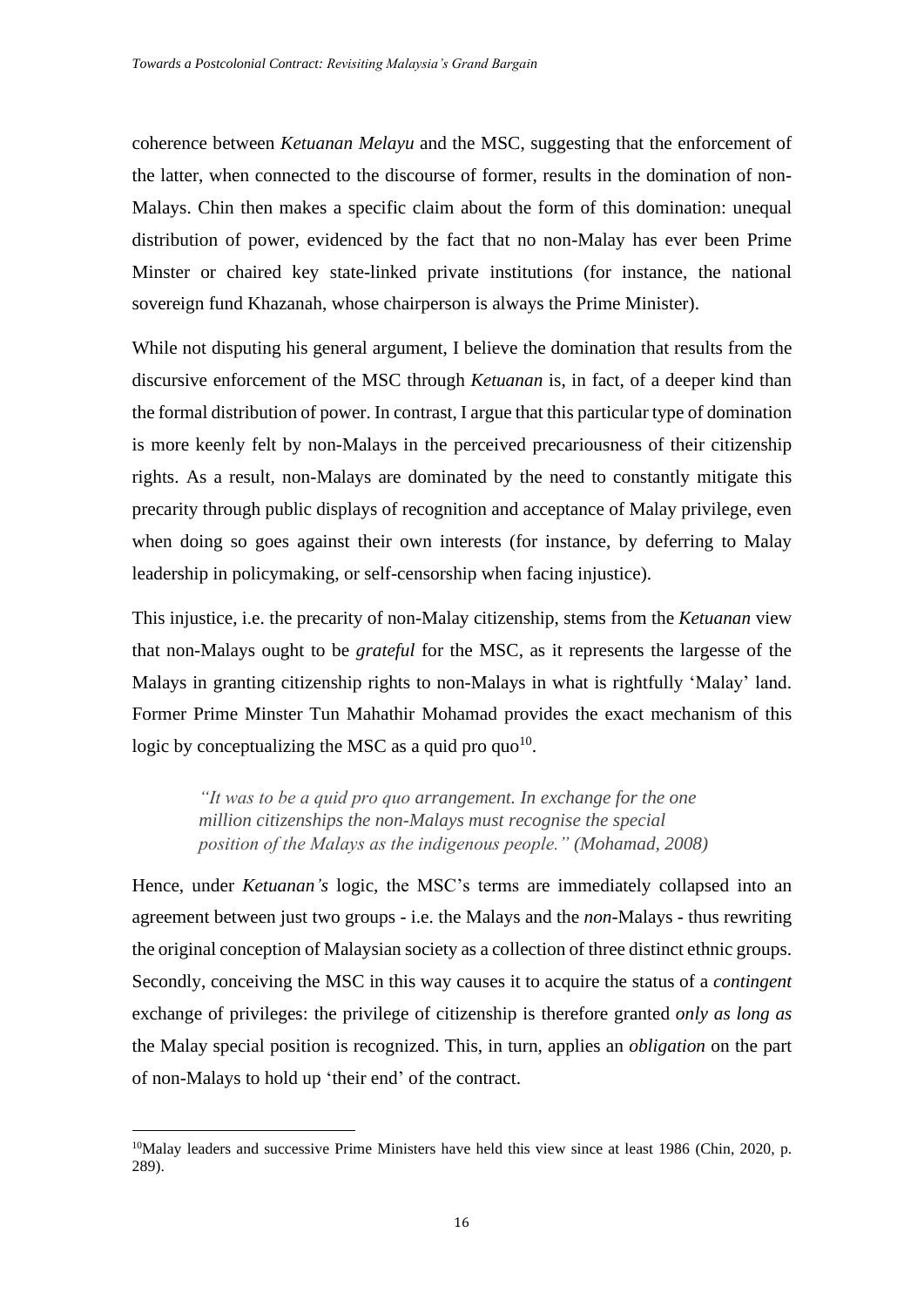coherence between *Ketuanan Melayu* and the MSC, suggesting that the enforcement of the latter, when connected to the discourse of former, results in the domination of non-Malays. Chin then makes a specific claim about the form of this domination: unequal distribution of power, evidenced by the fact that no non-Malay has ever been Prime Minster or chaired key state-linked private institutions (for instance, the national sovereign fund Khazanah, whose chairperson is always the Prime Minister).

While not disputing his general argument, I believe the domination that results from the discursive enforcement of the MSC through *Ketuanan* is, in fact, of a deeper kind than the formal distribution of power. In contrast, I argue that this particular type of domination is more keenly felt by non-Malays in the perceived precariousness of their citizenship rights. As a result, non-Malays are dominated by the need to constantly mitigate this precarity through public displays of recognition and acceptance of Malay privilege, even when doing so goes against their own interests (for instance, by deferring to Malay leadership in policymaking, or self-censorship when facing injustice).

This injustice, i.e. the precarity of non-Malay citizenship, stems from the *Ketuanan* view that non-Malays ought to be *grateful* for the MSC, as it represents the largesse of the Malays in granting citizenship rights to non-Malays in what is rightfully 'Malay' land. Former Prime Minster Tun Mahathir Mohamad provides the exact mechanism of this logic by conceptualizing the MSC as a quid pro quo[10].

> *"It was to be a quid pro quo arrangement. In exchange for the one million citizenships the non-Malays must recognise the special position of the Malays as the indigenous people." (Mohamad, 2008)*

Hence, under *Ketuanan's* logic, the MSC's terms are immediately collapsed into an agreement between just two groups - i.e. the Malays and the *non*-Malays - thus rewriting the original conception of Malaysian society as a collection of three distinct ethnic groups. Secondly, conceiving the MSC in this way causes it to acquire the status of a *contingent* exchange of privileges: the privilege of citizenship is therefore granted *only as long as* the Malay special position is recognized. This, in turn, applies an *obligation* on the part of non-Malays to hold up 'their end' of the contract.

---

[10]Malay leaders and successive Prime Ministers have held this view since at least 1986 (Chin, 2020, p. 289).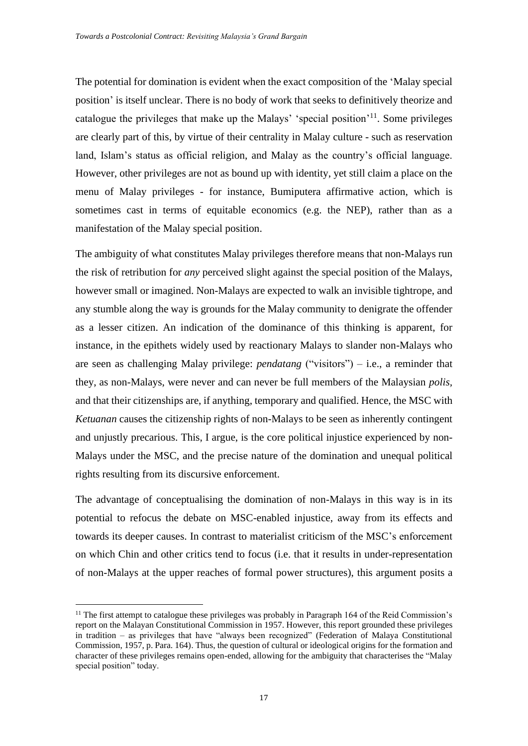The potential for domination is evident when the exact composition of the 'Malay special position' is itself unclear. There is no body of work that seeks to definitively theorize and catalogue the privileges that make up the Malays' 'special position'[11]. Some privileges are clearly part of this, by virtue of their centrality in Malay culture - such as reservation land, Islam's status as official religion, and Malay as the country's official language. However, other privileges are not as bound up with identity, yet still claim a place on the menu of Malay privileges - for instance, Bumiputera affirmative action, which is sometimes cast in terms of equitable economics (e.g. the NEP), rather than as a manifestation of the Malay special position.

The ambiguity of what constitutes Malay privileges therefore means that non-Malays run the risk of retribution for *any* perceived slight against the special position of the Malays, however small or imagined. Non-Malays are expected to walk an invisible tightrope, and any stumble along the way is grounds for the Malay community to denigrate the offender as a lesser citizen. An indication of the dominance of this thinking is apparent, for instance, in the epithets widely used by reactionary Malays to slander non-Malays who are seen as challenging Malay privilege: *pendatang* ("visitors") – i.e., a reminder that they, as non-Malays, were never and can never be full members of the Malaysian *polis*, and that their citizenships are, if anything, temporary and qualified. Hence, the MSC with *Ketuanan* causes the citizenship rights of non-Malays to be seen as inherently contingent and unjustly precarious. This, I argue, is the core political injustice experienced by non-Malays under the MSC, and the precise nature of the domination and unequal political rights resulting from its discursive enforcement.

The advantage of conceptualising the domination of non-Malays in this way is in its potential to refocus the debate on MSC-enabled injustice, away from its effects and towards its deeper causes. In contrast to materialist criticism of the MSC's enforcement on which Chin and other critics tend to focus (i.e. that it results in under-representation of non-Malays at the upper reaches of formal power structures), this argument posits a

[11] The first attempt to catalogue these privileges was probably in Paragraph 164 of the Reid Commission's report on the Malayan Constitutional Commission in 1957. However, this report grounded these privileges in tradition – as privileges that have "always been recognized" (Federation of Malaya Constitutional Commission, 1957, p. Para. 164). Thus, the question of cultural or ideological origins for the formation and character of these privileges remains open-ended, allowing for the ambiguity that characterises the "Malay special position" today.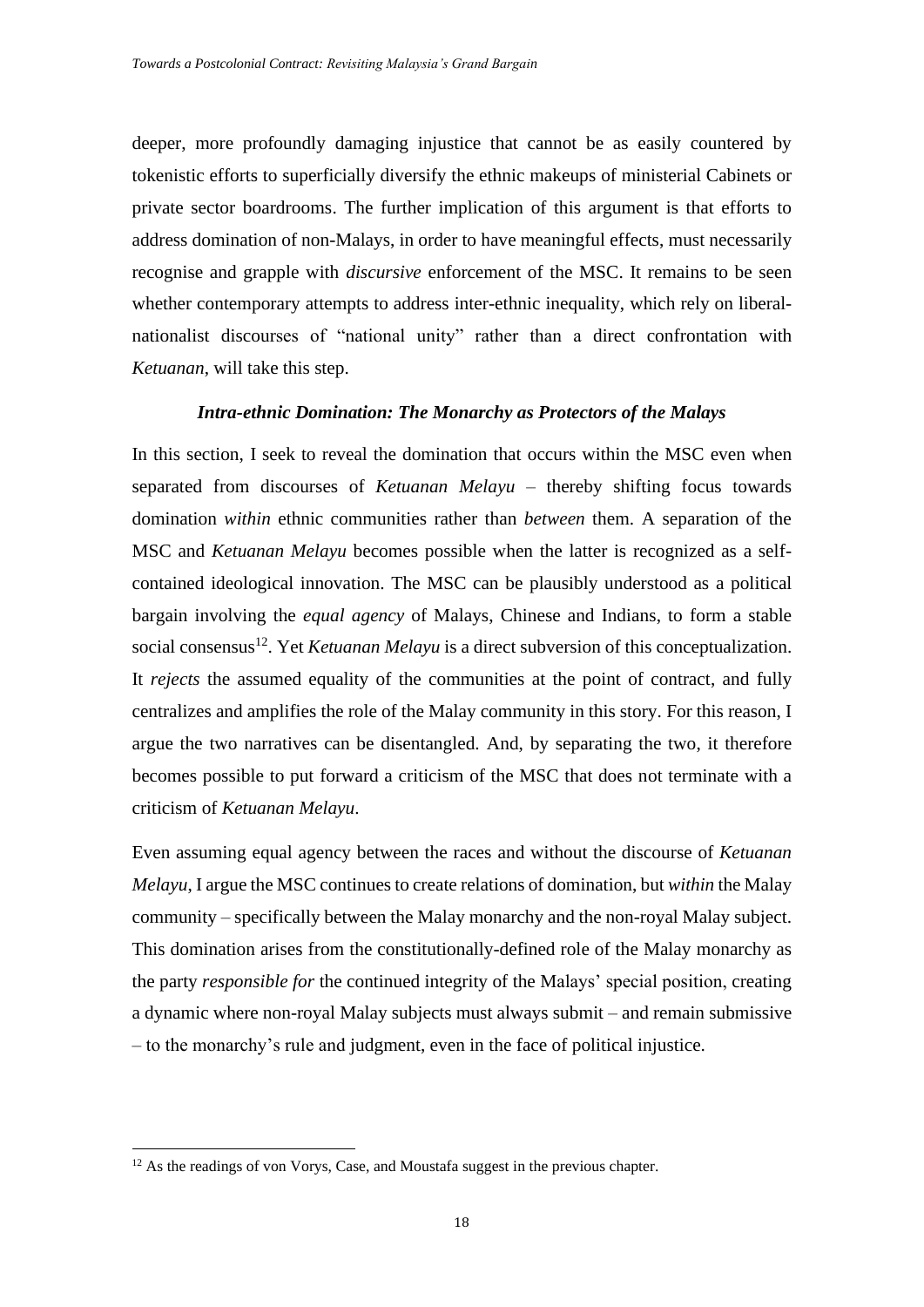deeper, more profoundly damaging injustice that cannot be as easily countered by tokenistic efforts to superficially diversify the ethnic makeups of ministerial Cabinets or private sector boardrooms. The further implication of this argument is that efforts to address domination of non-Malays, in order to have meaningful effects, must necessarily recognise and grapple with *discursive* enforcement of the MSC. It remains to be seen whether contemporary attempts to address inter-ethnic inequality, which rely on liberal-nationalist discourses of "national unity" rather than a direct confrontation with *Ketuanan*, will take this step.

### *Intra-ethnic Domination: The Monarchy as Protectors of the Malays*

In this section, I seek to reveal the domination that occurs within the MSC even when separated from discourses of *Ketuanan Melayu* – thereby shifting focus towards domination *within* ethnic communities rather than *between* them. A separation of the MSC and *Ketuanan Melayu* becomes possible when the latter is recognized as a self-contained ideological innovation. The MSC can be plausibly understood as a political bargain involving the *equal agency* of Malays, Chinese and Indians, to form a stable social consensus[12]. Yet *Ketuanan Melayu* is a direct subversion of this conceptualization. It *rejects* the assumed equality of the communities at the point of contract, and fully centralizes and amplifies the role of the Malay community in this story. For this reason, I argue the two narratives can be disentangled. And, by separating the two, it therefore becomes possible to put forward a criticism of the MSC that does not terminate with a criticism of *Ketuanan Melayu*.

Even assuming equal agency between the races and without the discourse of *Ketuanan Melayu*, I argue the MSC continues to create relations of domination, but *within* the Malay community – specifically between the Malay monarchy and the non-royal Malay subject. This domination arises from the constitutionally-defined role of the Malay monarchy as the party *responsible for* the continued integrity of the Malays' special position, creating a dynamic where non-royal Malay subjects must always submit – and remain submissive – to the monarchy's rule and judgment, even in the face of political injustice.

[12] As the readings of von Vorys, Case, and Moustafa suggest in the previous chapter.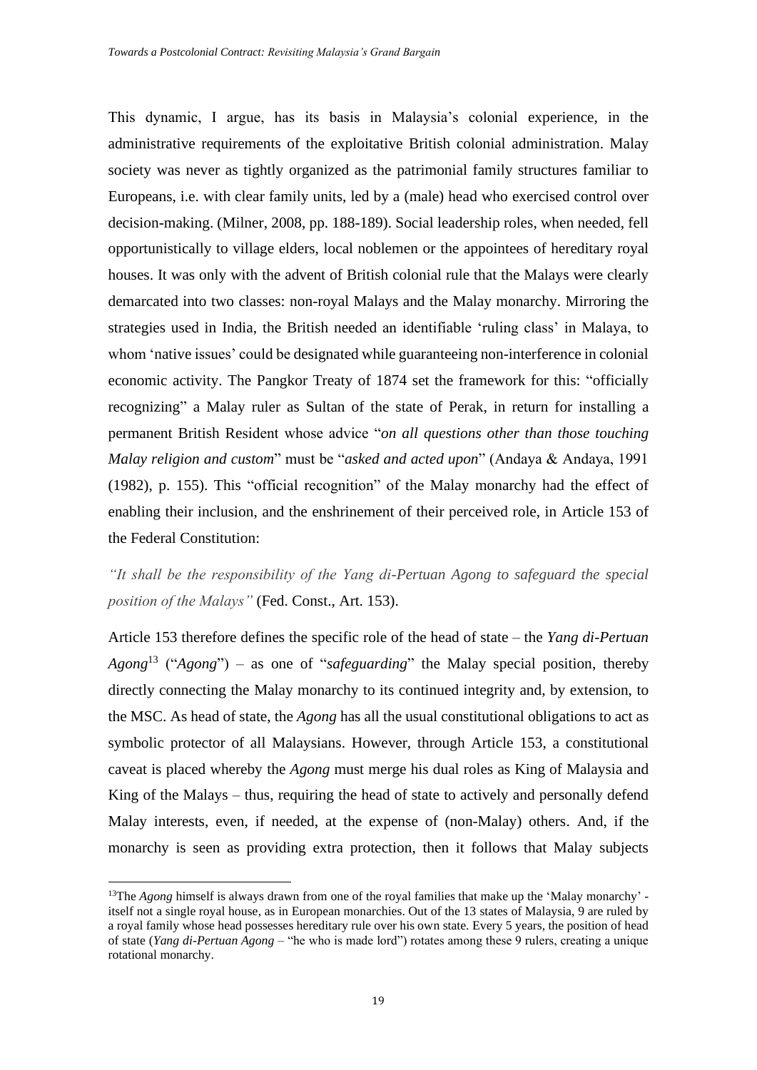This dynamic, I argue, has its basis in Malaysia's colonial experience, in the administrative requirements of the exploitative British colonial administration. Malay society was never as tightly organized as the patrimonial family structures familiar to Europeans, i.e. with clear family units, led by a (male) head who exercised control over decision-making. (Milner, 2008, pp. 188-189). Social leadership roles, when needed, fell opportunistically to village elders, local noblemen or the appointees of hereditary royal houses. It was only with the advent of British colonial rule that the Malays were clearly demarcated into two classes: non-royal Malays and the Malay monarchy. Mirroring the strategies used in India, the British needed an identifiable 'ruling class' in Malaya, to whom 'native issues' could be designated while guaranteeing non-interference in colonial economic activity. The Pangkor Treaty of 1874 set the framework for this: "officially recognizing" a Malay ruler as Sultan of the state of Perak, in return for installing a permanent British Resident whose advice "*on all questions other than those touching Malay religion and custom*" must be "*asked and acted upon*" (Andaya & Andaya, 1991 (1982), p. 155). This "official recognition" of the Malay monarchy had the effect of enabling their inclusion, and the enshrinement of their perceived role, in Article 153 of the Federal Constitution:

*"It shall be the responsibility of the Yang di-Pertuan Agong to safeguard the special position of the Malays"* (Fed. Const., Art. 153).

Article 153 therefore defines the specific role of the head of state – the *Yang di-Pertuan Agong*[13] ("*Agong*") – as one of "*safeguarding*" the Malay special position, thereby directly connecting the Malay monarchy to its continued integrity and, by extension, to the MSC. As head of state, the *Agong* has all the usual constitutional obligations to act as symbolic protector of all Malaysians. However, through Article 153, a constitutional caveat is placed whereby the *Agong* must merge his dual roles as King of Malaysia and King of the Malays – thus, requiring the head of state to actively and personally defend Malay interests, even, if needed, at the expense of (non-Malay) others. And, if the monarchy is seen as providing extra protection, then it follows that Malay subjects

[13]The *Agong* himself is always drawn from one of the royal families that make up the 'Malay monarchy' - itself not a single royal house, as in European monarchies. Out of the 13 states of Malaysia, 9 are ruled by a royal family whose head possesses hereditary rule over his own state. Every 5 years, the position of head of state (*Yang di-Pertuan Agong* – "he who is made lord") rotates among these 9 rulers, creating a unique rotational monarchy.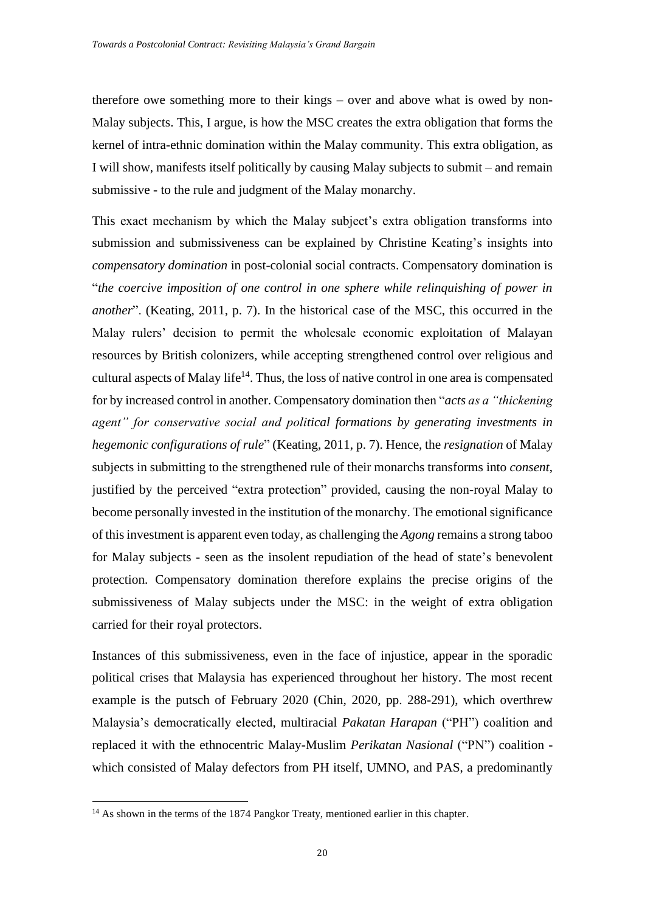therefore owe something more to their kings – over and above what is owed by non-Malay subjects. This, I argue, is how the MSC creates the extra obligation that forms the kernel of intra-ethnic domination within the Malay community. This extra obligation, as I will show, manifests itself politically by causing Malay subjects to submit – and remain submissive - to the rule and judgment of the Malay monarchy.

This exact mechanism by which the Malay subject's extra obligation transforms into submission and submissiveness can be explained by Christine Keating's insights into *compensatory domination* in post-colonial social contracts. Compensatory domination is "*the coercive imposition of one control in one sphere while relinquishing of power in another*". (Keating, 2011, p. 7). In the historical case of the MSC, this occurred in the Malay rulers' decision to permit the wholesale economic exploitation of Malayan resources by British colonizers, while accepting strengthened control over religious and cultural aspects of Malay life[14]. Thus, the loss of native control in one area is compensated for by increased control in another. Compensatory domination then "*acts as a "thickening agent" for conservative social and political formations by generating investments in hegemonic configurations of rule*" (Keating, 2011, p. 7). Hence, the *resignation* of Malay subjects in submitting to the strengthened rule of their monarchs transforms into *consent*, justified by the perceived "extra protection" provided, causing the non-royal Malay to become personally invested in the institution of the monarchy. The emotional significance of this investment is apparent even today, as challenging the *Agong* remains a strong taboo for Malay subjects - seen as the insolent repudiation of the head of state's benevolent protection. Compensatory domination therefore explains the precise origins of the submissiveness of Malay subjects under the MSC: in the weight of extra obligation carried for their royal protectors.

Instances of this submissiveness, even in the face of injustice, appear in the sporadic political crises that Malaysia has experienced throughout her history. The most recent example is the putsch of February 2020 (Chin, 2020, pp. 288-291), which overthrew Malaysia's democratically elected, multiracial *Pakatan Harapan* ("PH") coalition and replaced it with the ethnocentric Malay-Muslim *Perikatan Nasional* ("PN") coalition - which consisted of Malay defectors from PH itself, UMNO, and PAS, a predominantly

[14] As shown in the terms of the 1874 Pangkor Treaty, mentioned earlier in this chapter.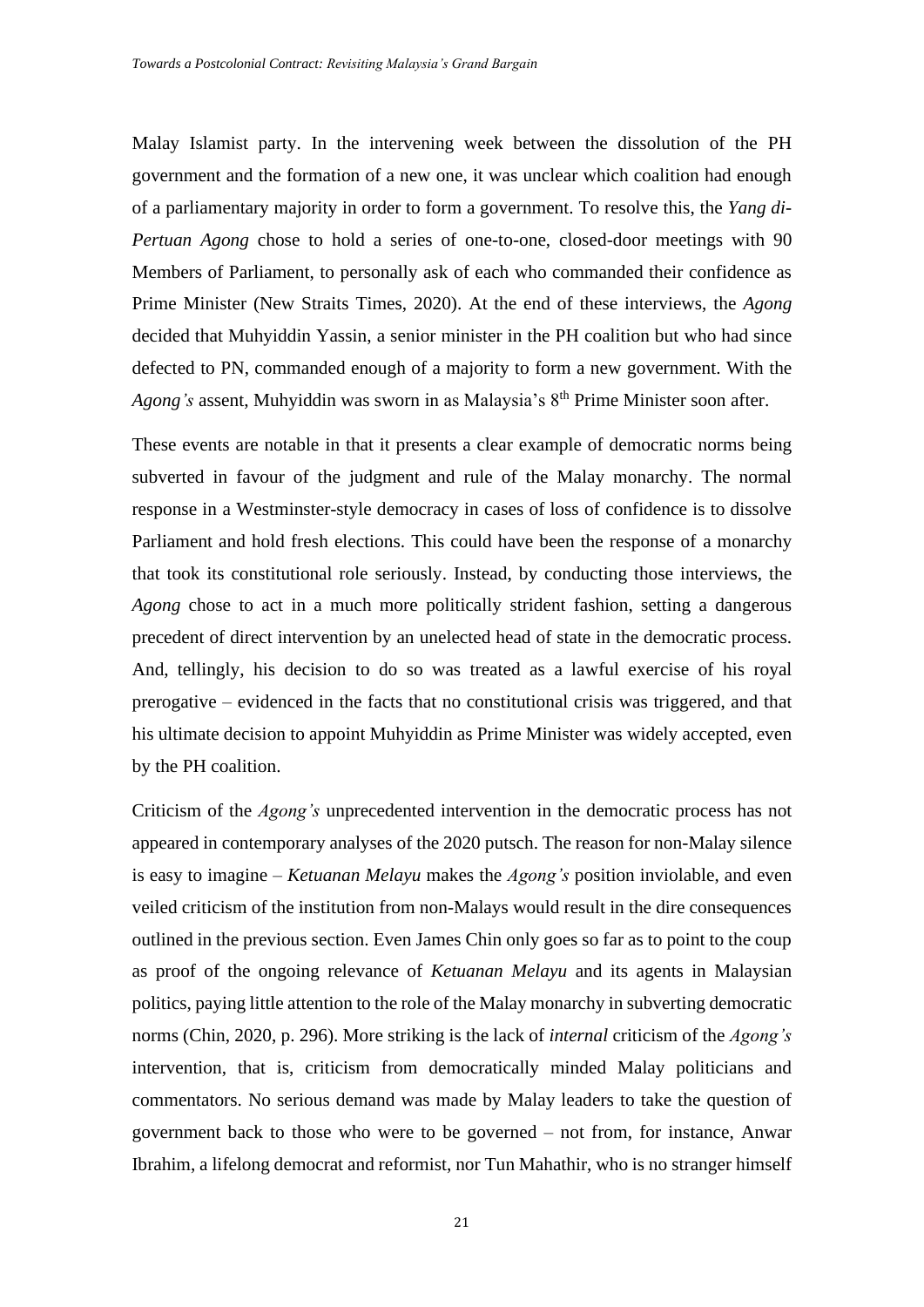Malay Islamist party. In the intervening week between the dissolution of the PH government and the formation of a new one, it was unclear which coalition had enough of a parliamentary majority in order to form a government. To resolve this, the *Yang di-Pertuan Agong* chose to hold a series of one-to-one, closed-door meetings with 90 Members of Parliament, to personally ask of each who commanded their confidence as Prime Minister (New Straits Times, 2020). At the end of these interviews, the *Agong* decided that Muhyiddin Yassin, a senior minister in the PH coalition but who had since defected to PN, commanded enough of a majority to form a new government. With the *Agong's* assent, Muhyiddin was sworn in as Malaysia's 8th Prime Minister soon after.

These events are notable in that it presents a clear example of democratic norms being subverted in favour of the judgment and rule of the Malay monarchy. The normal response in a Westminster-style democracy in cases of loss of confidence is to dissolve Parliament and hold fresh elections. This could have been the response of a monarchy that took its constitutional role seriously. Instead, by conducting those interviews, the *Agong* chose to act in a much more politically strident fashion, setting a dangerous precedent of direct intervention by an unelected head of state in the democratic process. And, tellingly, his decision to do so was treated as a lawful exercise of his royal prerogative – evidenced in the facts that no constitutional crisis was triggered, and that his ultimate decision to appoint Muhyiddin as Prime Minister was widely accepted, even by the PH coalition.

Criticism of the *Agong's* unprecedented intervention in the democratic process has not appeared in contemporary analyses of the 2020 putsch. The reason for non-Malay silence is easy to imagine – *Ketuanan Melayu* makes the *Agong's* position inviolable, and even veiled criticism of the institution from non-Malays would result in the dire consequences outlined in the previous section. Even James Chin only goes so far as to point to the coup as proof of the ongoing relevance of *Ketuanan Melayu* and its agents in Malaysian politics, paying little attention to the role of the Malay monarchy in subverting democratic norms (Chin, 2020, p. 296). More striking is the lack of *internal* criticism of the *Agong's* intervention, that is, criticism from democratically minded Malay politicians and commentators. No serious demand was made by Malay leaders to take the question of government back to those who were to be governed – not from, for instance, Anwar Ibrahim, a lifelong democrat and reformist, nor Tun Mahathir, who is no stranger himself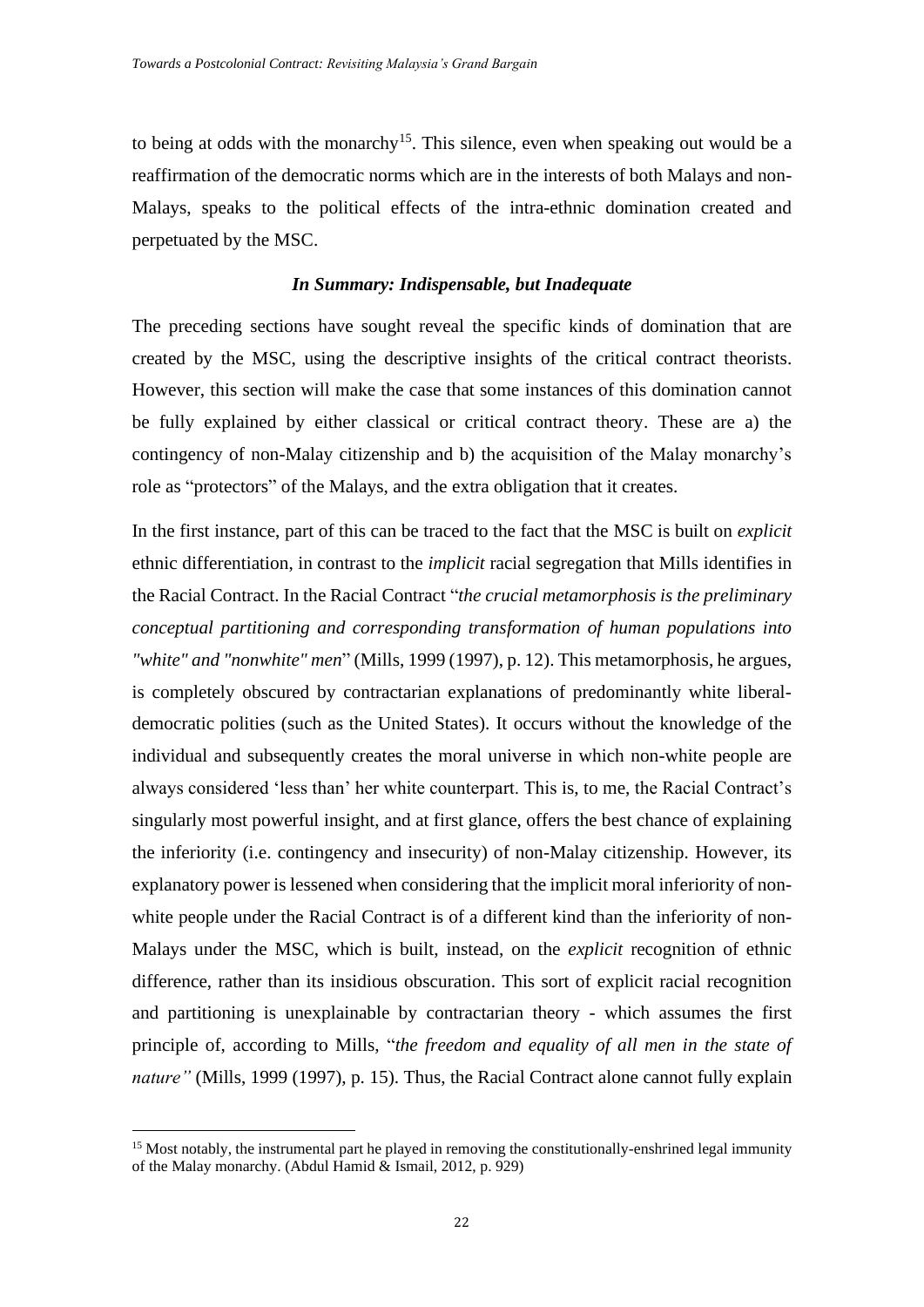to being at odds with the monarchy[15]. This silence, even when speaking out would be a reaffirmation of the democratic norms which are in the interests of both Malays and non-Malays, speaks to the political effects of the intra-ethnic domination created and perpetuated by the MSC.

### *In Summary: Indispensable, but Inadequate*

The preceding sections have sought reveal the specific kinds of domination that are created by the MSC, using the descriptive insights of the critical contract theorists. However, this section will make the case that some instances of this domination cannot be fully explained by either classical or critical contract theory. These are a) the contingency of non-Malay citizenship and b) the acquisition of the Malay monarchy's role as "protectors" of the Malays, and the extra obligation that it creates.

In the first instance, part of this can be traced to the fact that the MSC is built on *explicit* ethnic differentiation, in contrast to the *implicit* racial segregation that Mills identifies in the Racial Contract. In the Racial Contract "*the crucial metamorphosis is the preliminary conceptual partitioning and corresponding transformation of human populations into "white" and "nonwhite" men*" (Mills, 1999 (1997), p. 12). This metamorphosis, he argues, is completely obscured by contractarian explanations of predominantly white liberal-democratic polities (such as the United States). It occurs without the knowledge of the individual and subsequently creates the moral universe in which non-white people are always considered 'less than' her white counterpart. This is, to me, the Racial Contract's singularly most powerful insight, and at first glance, offers the best chance of explaining the inferiority (i.e. contingency and insecurity) of non-Malay citizenship. However, its explanatory power is lessened when considering that the implicit moral inferiority of non-white people under the Racial Contract is of a different kind than the inferiority of non-Malays under the MSC, which is built, instead, on the *explicit* recognition of ethnic difference, rather than its insidious obscuration. This sort of explicit racial recognition and partitioning is unexplainable by contractarian theory - which assumes the first principle of, according to Mills, "*the freedom and equality of all men in the state of nature"* (Mills, 1999 (1997), p. 15). Thus, the Racial Contract alone cannot fully explain

[15] Most notably, the instrumental part he played in removing the constitutionally-enshrined legal immunity of the Malay monarchy. (Abdul Hamid & Ismail, 2012, p. 929)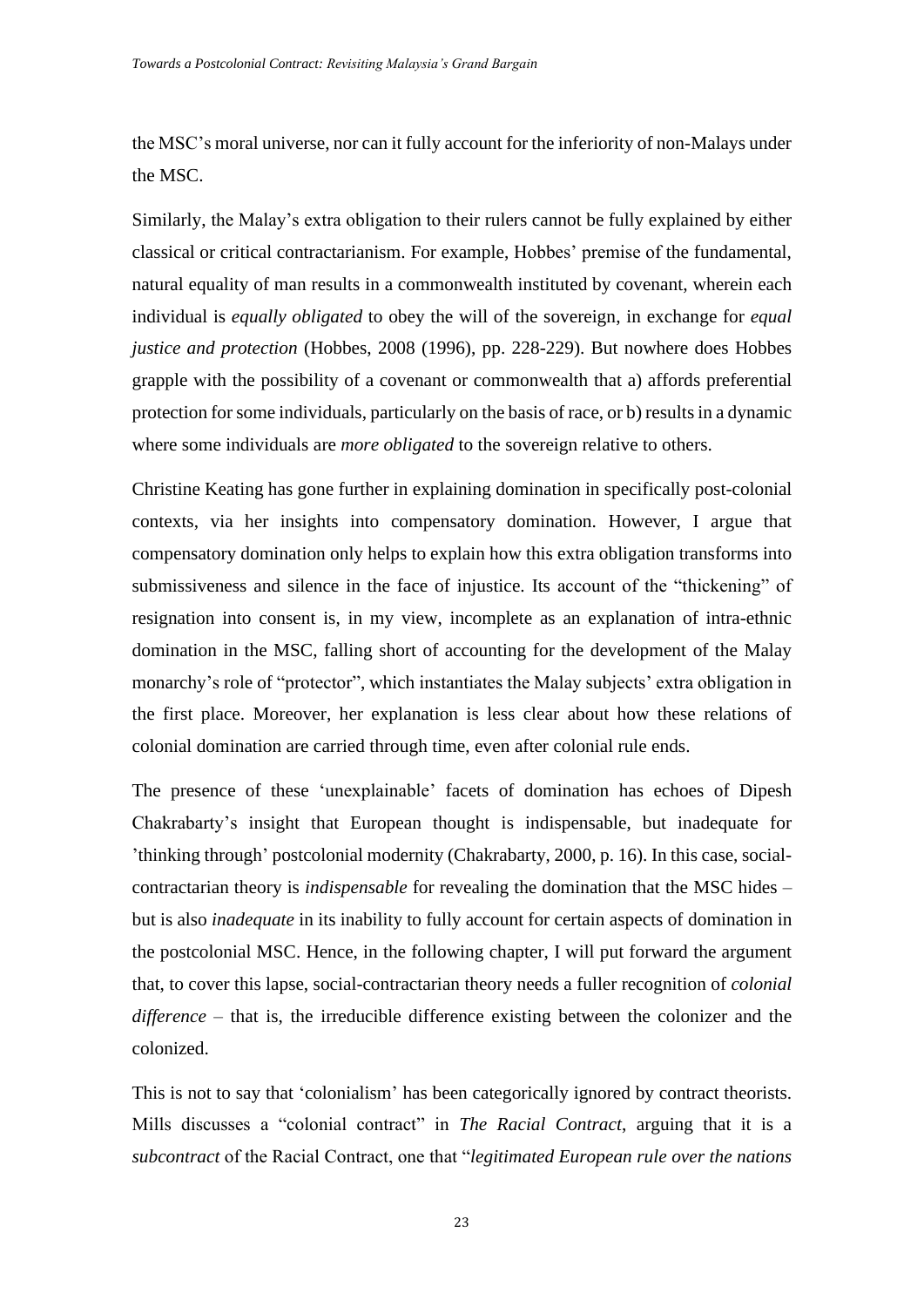the MSC's moral universe, nor can it fully account for the inferiority of non-Malays under the MSC.

Similarly, the Malay's extra obligation to their rulers cannot be fully explained by either classical or critical contractarianism. For example, Hobbes' premise of the fundamental, natural equality of man results in a commonwealth instituted by covenant, wherein each individual is *equally obligated* to obey the will of the sovereign, in exchange for *equal justice and protection* (Hobbes, 2008 (1996), pp. 228-229). But nowhere does Hobbes grapple with the possibility of a covenant or commonwealth that a) affords preferential protection for some individuals, particularly on the basis of race, or b) results in a dynamic where some individuals are *more obligated* to the sovereign relative to others.

Christine Keating has gone further in explaining domination in specifically post-colonial contexts, via her insights into compensatory domination. However, I argue that compensatory domination only helps to explain how this extra obligation transforms into submissiveness and silence in the face of injustice. Its account of the "thickening" of resignation into consent is, in my view, incomplete as an explanation of intra-ethnic domination in the MSC, falling short of accounting for the development of the Malay monarchy's role of "protector", which instantiates the Malay subjects' extra obligation in the first place. Moreover, her explanation is less clear about how these relations of colonial domination are carried through time, even after colonial rule ends.

The presence of these 'unexplainable' facets of domination has echoes of Dipesh Chakrabarty's insight that European thought is indispensable, but inadequate for 'thinking through' postcolonial modernity (Chakrabarty, 2000, p. 16). In this case, social-contractarian theory is *indispensable* for revealing the domination that the MSC hides – but is also *inadequate* in its inability to fully account for certain aspects of domination in the postcolonial MSC. Hence, in the following chapter, I will put forward the argument that, to cover this lapse, social-contractarian theory needs a fuller recognition of *colonial difference* – that is, the irreducible difference existing between the colonizer and the colonized.

This is not to say that 'colonialism' has been categorically ignored by contract theorists. Mills discusses a "colonial contract" in *The Racial Contract*, arguing that it is a *subcontract* of the Racial Contract, one that "*legitimated European rule over the nations*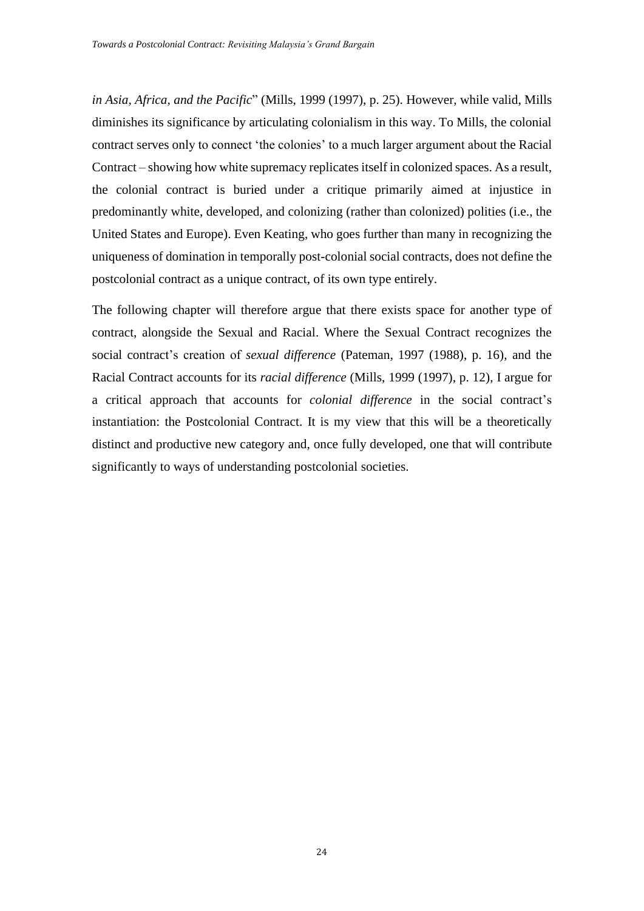*in Asia, Africa, and the Pacific*" (Mills, 1999 (1997), p. 25). However, while valid, Mills diminishes its significance by articulating colonialism in this way. To Mills, the colonial contract serves only to connect 'the colonies' to a much larger argument about the Racial Contract – showing how white supremacy replicates itself in colonized spaces. As a result, the colonial contract is buried under a critique primarily aimed at injustice in predominantly white, developed, and colonizing (rather than colonized) polities (i.e., the United States and Europe). Even Keating, who goes further than many in recognizing the uniqueness of domination in temporally post-colonial social contracts, does not define the postcolonial contract as a unique contract, of its own type entirely.

The following chapter will therefore argue that there exists space for another type of contract, alongside the Sexual and Racial. Where the Sexual Contract recognizes the social contract's creation of *sexual difference* (Pateman, 1997 (1988), p. 16), and the Racial Contract accounts for its *racial difference* (Mills, 1999 (1997), p. 12), I argue for a critical approach that accounts for *colonial difference* in the social contract's instantiation: the Postcolonial Contract. It is my view that this will be a theoretically distinct and productive new category and, once fully developed, one that will contribute significantly to ways of understanding postcolonial societies.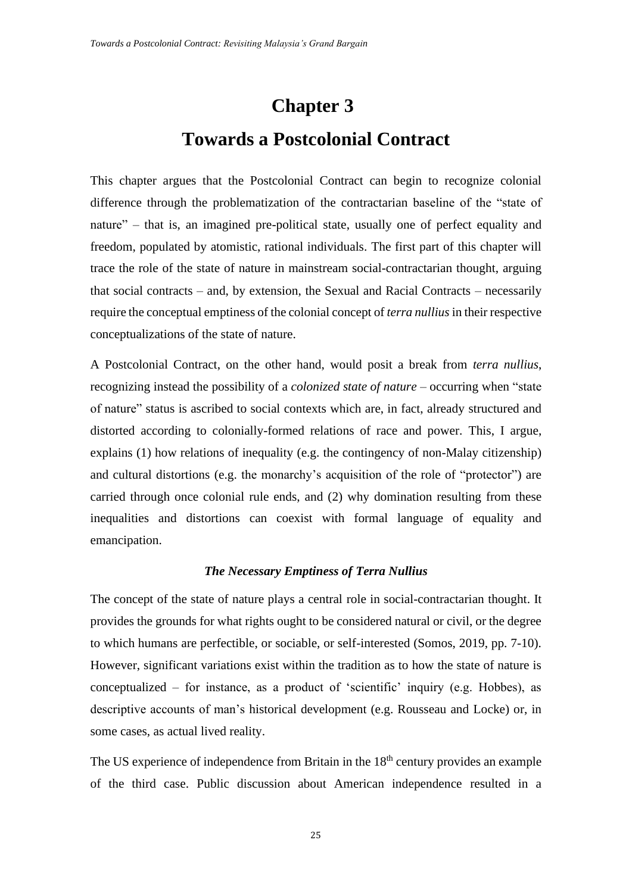# Chapter 3

# Towards a Postcolonial Contract

This chapter argues that the Postcolonial Contract can begin to recognize colonial difference through the problematization of the contractarian baseline of the "state of nature" – that is, an imagined pre-political state, usually one of perfect equality and freedom, populated by atomistic, rational individuals. The first part of this chapter will trace the role of the state of nature in mainstream social-contractarian thought, arguing that social contracts – and, by extension, the Sexual and Racial Contracts – necessarily require the conceptual emptiness of the colonial concept of *terra nullius* in their respective conceptualizations of the state of nature.

A Postcolonial Contract, on the other hand, would posit a break from *terra nullius*, recognizing instead the possibility of a *colonized state of nature* – occurring when "state of nature" status is ascribed to social contexts which are, in fact, already structured and distorted according to colonially-formed relations of race and power. This, I argue, explains (1) how relations of inequality (e.g. the contingency of non-Malay citizenship) and cultural distortions (e.g. the monarchy's acquisition of the role of "protector") are carried through once colonial rule ends, and (2) why domination resulting from these inequalities and distortions can coexist with formal language of equality and emancipation.

### *The Necessary Emptiness of Terra Nullius*

The concept of the state of nature plays a central role in social-contractarian thought. It provides the grounds for what rights ought to be considered natural or civil, or the degree to which humans are perfectible, or sociable, or self-interested (Somos, 2019, pp. 7-10). However, significant variations exist within the tradition as to how the state of nature is conceptualized – for instance, as a product of 'scientific' inquiry (e.g. Hobbes), as descriptive accounts of man's historical development (e.g. Rousseau and Locke) or, in some cases, as actual lived reality.

The US experience of independence from Britain in the 18th century provides an example of the third case. Public discussion about American independence resulted in a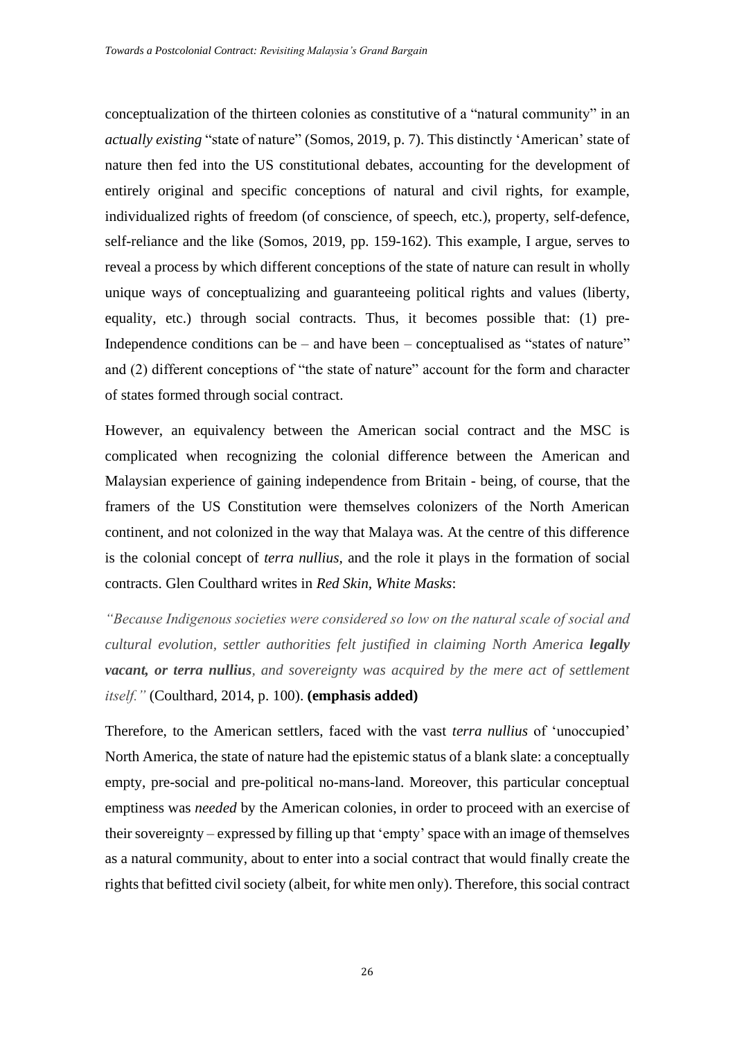conceptualization of the thirteen colonies as constitutive of a "natural community" in an *actually existing* "state of nature" (Somos, 2019, p. 7). This distinctly 'American' state of nature then fed into the US constitutional debates, accounting for the development of entirely original and specific conceptions of natural and civil rights, for example, individualized rights of freedom (of conscience, of speech, etc.), property, self-defence, self-reliance and the like (Somos, 2019, pp. 159-162). This example, I argue, serves to reveal a process by which different conceptions of the state of nature can result in wholly unique ways of conceptualizing and guaranteeing political rights and values (liberty, equality, etc.) through social contracts. Thus, it becomes possible that: (1) pre-Independence conditions can be – and have been – conceptualised as "states of nature" and (2) different conceptions of "the state of nature" account for the form and character of states formed through social contract.

However, an equivalency between the American social contract and the MSC is complicated when recognizing the colonial difference between the American and Malaysian experience of gaining independence from Britain - being, of course, that the framers of the US Constitution were themselves colonizers of the North American continent, and not colonized in the way that Malaya was. At the centre of this difference is the colonial concept of *terra nullius*, and the role it plays in the formation of social contracts. Glen Coulthard writes in *Red Skin, White Masks*:

*"Because Indigenous societies were considered so low on the natural scale of social and cultural evolution, settler authorities felt justified in claiming North America **legally vacant, or terra nullius**, and sovereignty was acquired by the mere act of settlement itself."* (Coulthard, 2014, p. 100). **(emphasis added)**

Therefore, to the American settlers, faced with the vast *terra nullius* of 'unoccupied' North America, the state of nature had the epistemic status of a blank slate: a conceptually empty, pre-social and pre-political no-mans-land. Moreover, this particular conceptual emptiness was *needed* by the American colonies, in order to proceed with an exercise of their sovereignty – expressed by filling up that 'empty' space with an image of themselves as a natural community, about to enter into a social contract that would finally create the rights that befitted civil society (albeit, for white men only). Therefore, this social contract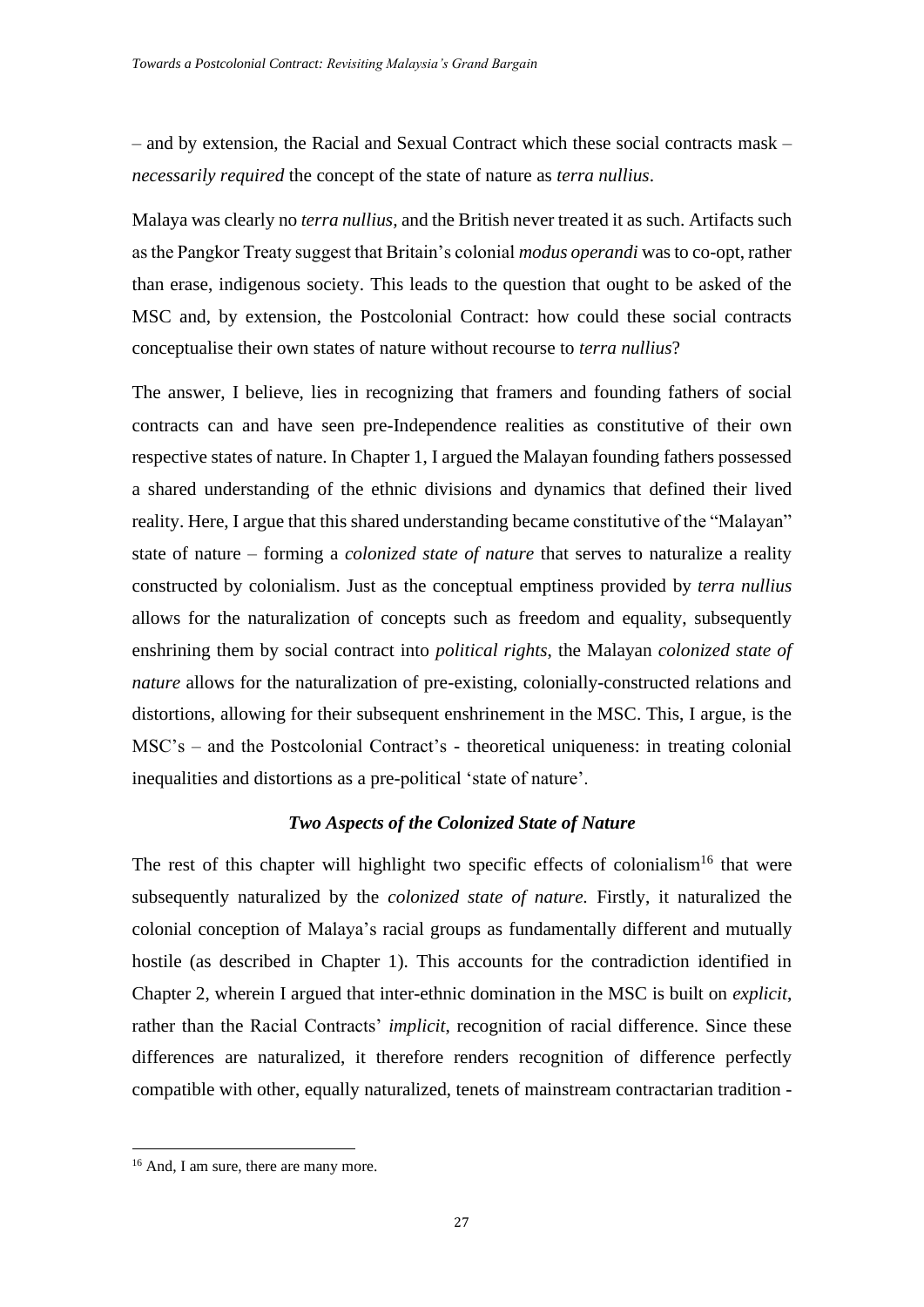– and by extension, the Racial and Sexual Contract which these social contracts mask – *necessarily required* the concept of the state of nature as *terra nullius*.

Malaya was clearly no *terra nullius*, and the British never treated it as such. Artifacts such as the Pangkor Treaty suggest that Britain's colonial *modus operandi* was to co-opt, rather than erase, indigenous society. This leads to the question that ought to be asked of the MSC and, by extension, the Postcolonial Contract: how could these social contracts conceptualise their own states of nature without recourse to *terra nullius*?

The answer, I believe, lies in recognizing that framers and founding fathers of social contracts can and have seen pre-Independence realities as constitutive of their own respective states of nature. In Chapter 1, I argued the Malayan founding fathers possessed a shared understanding of the ethnic divisions and dynamics that defined their lived reality. Here, I argue that this shared understanding became constitutive of the "Malayan" state of nature – forming a *colonized state of nature* that serves to naturalize a reality constructed by colonialism. Just as the conceptual emptiness provided by *terra nullius* allows for the naturalization of concepts such as freedom and equality, subsequently enshrining them by social contract into *political rights*, the Malayan *colonized state of nature* allows for the naturalization of pre-existing, colonially-constructed relations and distortions, allowing for their subsequent enshrinement in the MSC. This, I argue, is the MSC's – and the Postcolonial Contract's - theoretical uniqueness: in treating colonial inequalities and distortions as a pre-political 'state of nature'.

### *Two Aspects of the Colonized State of Nature*

The rest of this chapter will highlight two specific effects of colonialism[16] that were subsequently naturalized by the *colonized state of nature.* Firstly, it naturalized the colonial conception of Malaya's racial groups as fundamentally different and mutually hostile (as described in Chapter 1). This accounts for the contradiction identified in Chapter 2, wherein I argued that inter-ethnic domination in the MSC is built on *explicit*, rather than the Racial Contracts' *implicit*, recognition of racial difference. Since these differences are naturalized, it therefore renders recognition of difference perfectly compatible with other, equally naturalized, tenets of mainstream contractarian tradition -

[16] And, I am sure, there are many more.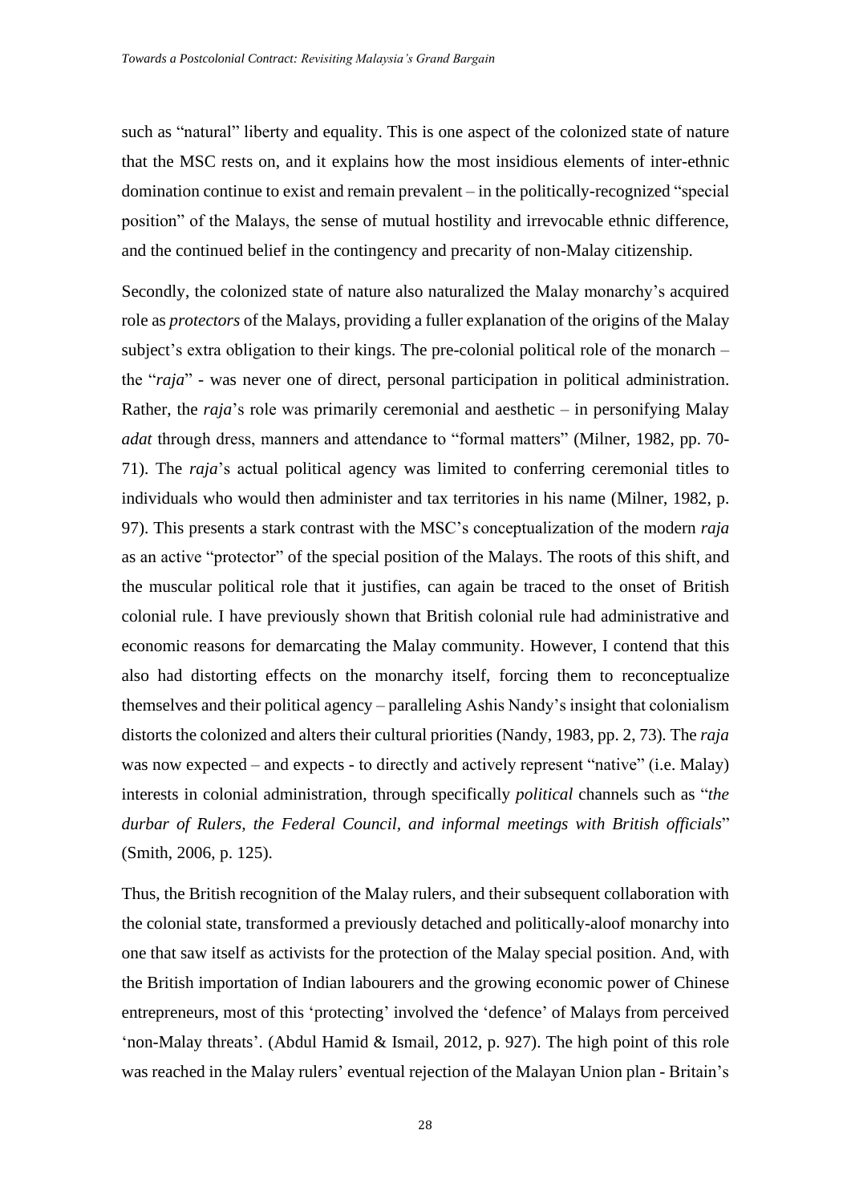such as "natural" liberty and equality. This is one aspect of the colonized state of nature that the MSC rests on, and it explains how the most insidious elements of inter-ethnic domination continue to exist and remain prevalent – in the politically-recognized "special position" of the Malays, the sense of mutual hostility and irrevocable ethnic difference, and the continued belief in the contingency and precarity of non-Malay citizenship.

Secondly, the colonized state of nature also naturalized the Malay monarchy's acquired role as *protectors* of the Malays, providing a fuller explanation of the origins of the Malay subject's extra obligation to their kings. The pre-colonial political role of the monarch – the "*raja*" - was never one of direct, personal participation in political administration. Rather, the *raja*'s role was primarily ceremonial and aesthetic – in personifying Malay *adat* through dress, manners and attendance to "formal matters" (Milner, 1982, pp. 70-71). The *raja*'s actual political agency was limited to conferring ceremonial titles to individuals who would then administer and tax territories in his name (Milner, 1982, p. 97). This presents a stark contrast with the MSC's conceptualization of the modern *raja* as an active "protector" of the special position of the Malays. The roots of this shift, and the muscular political role that it justifies, can again be traced to the onset of British colonial rule. I have previously shown that British colonial rule had administrative and economic reasons for demarcating the Malay community. However, I contend that this also had distorting effects on the monarchy itself, forcing them to reconceptualize themselves and their political agency – paralleling Ashis Nandy's insight that colonialism distorts the colonized and alters their cultural priorities (Nandy, 1983, pp. 2, 73). The *raja* was now expected – and expects - to directly and actively represent "native" (i.e. Malay) interests in colonial administration, through specifically *political* channels such as "*the durbar of Rulers, the Federal Council, and informal meetings with British officials*" (Smith, 2006, p. 125).

Thus, the British recognition of the Malay rulers, and their subsequent collaboration with the colonial state, transformed a previously detached and politically-aloof monarchy into one that saw itself as activists for the protection of the Malay special position. And, with the British importation of Indian labourers and the growing economic power of Chinese entrepreneurs, most of this 'protecting' involved the 'defence' of Malays from perceived 'non-Malay threats'. (Abdul Hamid & Ismail, 2012, p. 927). The high point of this role was reached in the Malay rulers' eventual rejection of the Malayan Union plan - Britain's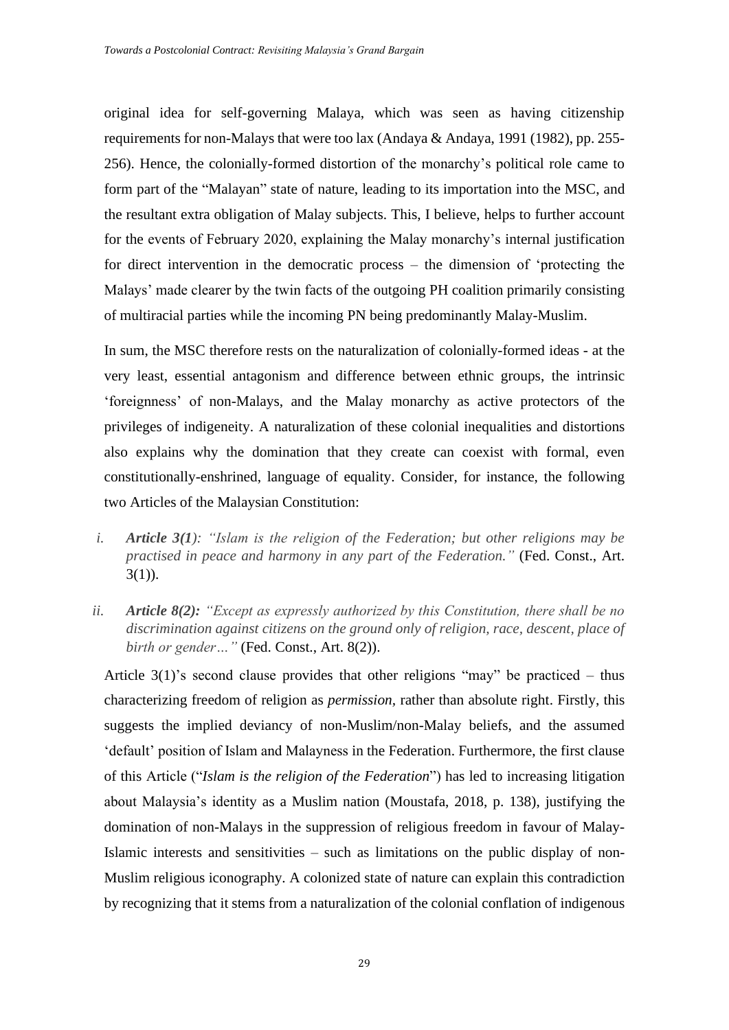original idea for self-governing Malaya, which was seen as having citizenship requirements for non-Malays that were too lax (Andaya & Andaya, 1991 (1982), pp. 255-256). Hence, the colonially-formed distortion of the monarchy's political role came to form part of the "Malayan" state of nature, leading to its importation into the MSC, and the resultant extra obligation of Malay subjects. This, I believe, helps to further account for the events of February 2020, explaining the Malay monarchy's internal justification for direct intervention in the democratic process – the dimension of 'protecting the Malays' made clearer by the twin facts of the outgoing PH coalition primarily consisting of multiracial parties while the incoming PN being predominantly Malay-Muslim.

In sum, the MSC therefore rests on the naturalization of colonially-formed ideas - at the very least, essential antagonism and difference between ethnic groups, the intrinsic 'foreignness' of non-Malays, and the Malay monarchy as active protectors of the privileges of indigeneity. A naturalization of these colonial inequalities and distortions also explains why the domination that they create can coexist with formal, even constitutionally-enshrined, language of equality. Consider, for instance, the following two Articles of the Malaysian Constitution:

i. ***Article 3(1)****: "Islam is the religion of the Federation; but other religions may be practised in peace and harmony in any part of the Federation."* (Fed. Const., Art. 3(1)).

ii. ***Article 8(2):*** *"Except as expressly authorized by this Constitution, there shall be no discrimination against citizens on the ground only of religion, race, descent, place of birth or gender…"* (Fed. Const., Art. 8(2)).

Article 3(1)'s second clause provides that other religions "may" be practiced – thus characterizing freedom of religion as *permission*, rather than absolute right. Firstly, this suggests the implied deviancy of non-Muslim/non-Malay beliefs, and the assumed 'default' position of Islam and Malayness in the Federation. Furthermore, the first clause of this Article ("*Islam is the religion of the Federation*") has led to increasing litigation about Malaysia's identity as a Muslim nation (Moustafa, 2018, p. 138), justifying the domination of non-Malays in the suppression of religious freedom in favour of Malay-Islamic interests and sensitivities – such as limitations on the public display of non-Muslim religious iconography. A colonized state of nature can explain this contradiction by recognizing that it stems from a naturalization of the colonial conflation of indigenous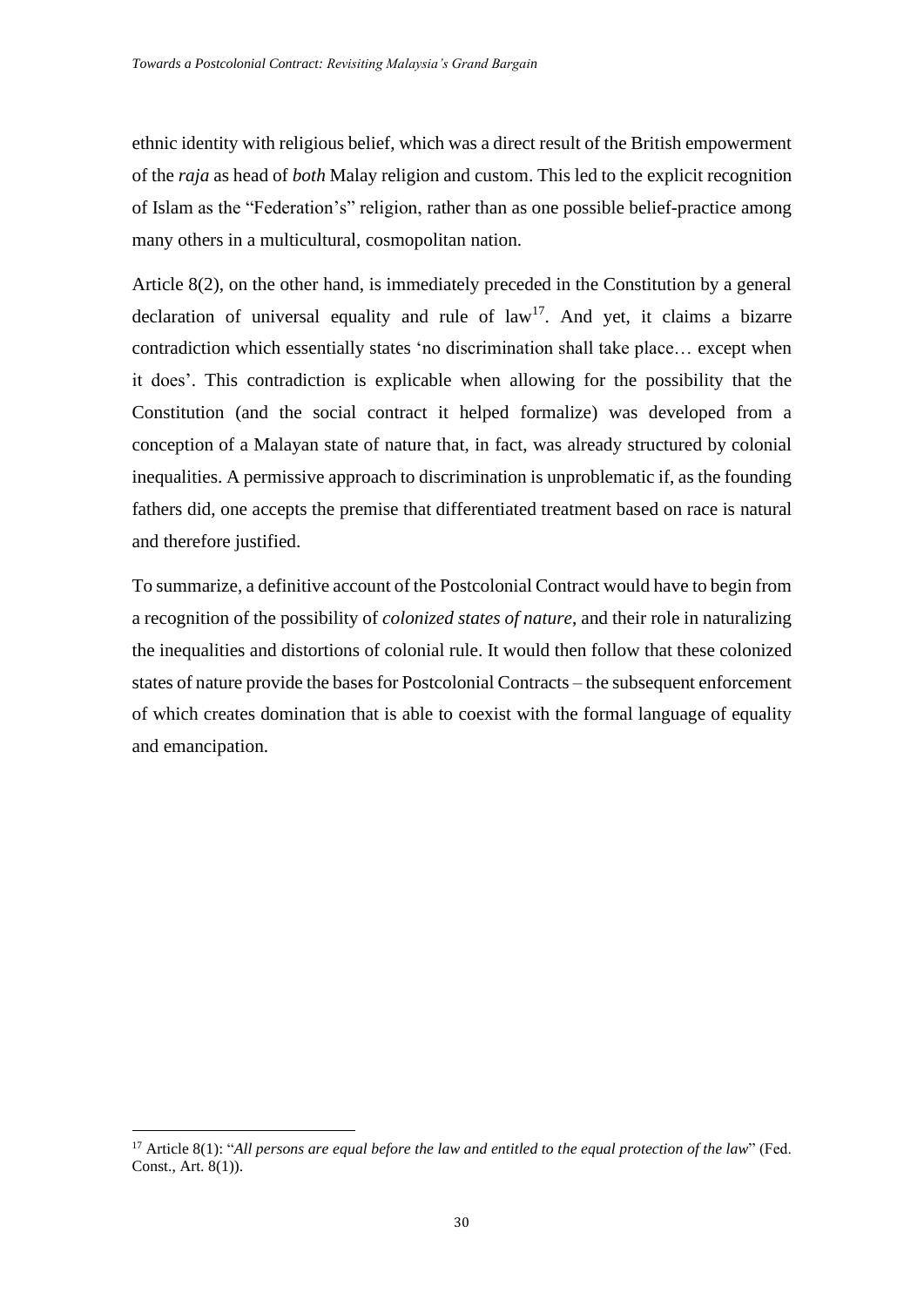ethnic identity with religious belief, which was a direct result of the British empowerment of the *raja* as head of *both* Malay religion and custom. This led to the explicit recognition of Islam as the "Federation's" religion, rather than as one possible belief-practice among many others in a multicultural, cosmopolitan nation.

Article 8(2), on the other hand, is immediately preceded in the Constitution by a general declaration of universal equality and rule of law[17]. And yet, it claims a bizarre contradiction which essentially states 'no discrimination shall take place… except when it does'. This contradiction is explicable when allowing for the possibility that the Constitution (and the social contract it helped formalize) was developed from a conception of a Malayan state of nature that, in fact, was already structured by colonial inequalities. A permissive approach to discrimination is unproblematic if, as the founding fathers did, one accepts the premise that differentiated treatment based on race is natural and therefore justified.

To summarize, a definitive account of the Postcolonial Contract would have to begin from a recognition of the possibility of *colonized states of nature*, and their role in naturalizing the inequalities and distortions of colonial rule. It would then follow that these colonized states of nature provide the bases for Postcolonial Contracts – the subsequent enforcement of which creates domination that is able to coexist with the formal language of equality and emancipation.

[17] Article 8(1): "*All persons are equal before the law and entitled to the equal protection of the law*" (Fed. Const., Art. 8(1)).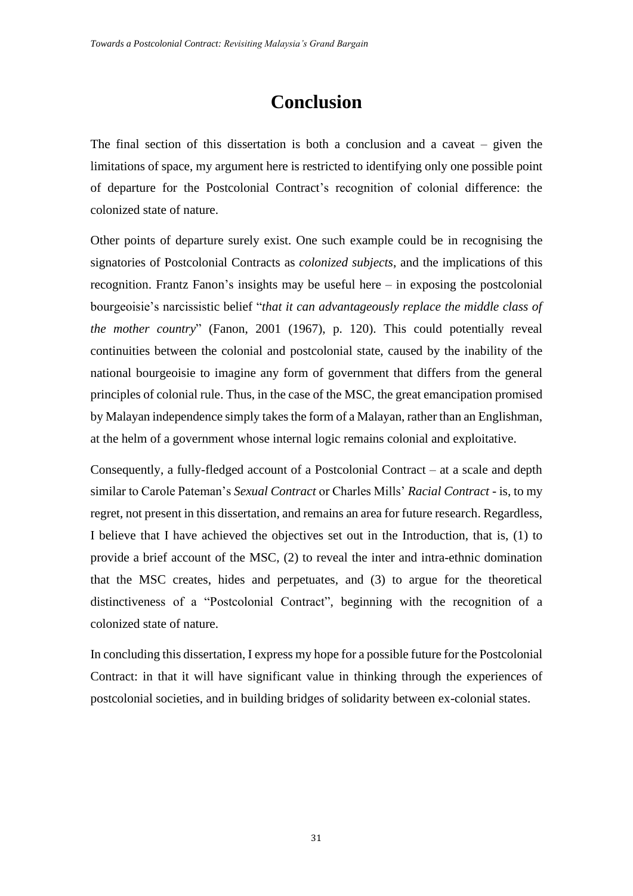# Conclusion

The final section of this dissertation is both a conclusion and a caveat – given the limitations of space, my argument here is restricted to identifying only one possible point of departure for the Postcolonial Contract's recognition of colonial difference: the colonized state of nature.

Other points of departure surely exist. One such example could be in recognising the signatories of Postcolonial Contracts as *colonized subjects*, and the implications of this recognition. Frantz Fanon's insights may be useful here – in exposing the postcolonial bourgeoisie's narcissistic belief "*that it can advantageously replace the middle class of the mother country*" (Fanon, 2001 (1967), p. 120). This could potentially reveal continuities between the colonial and postcolonial state, caused by the inability of the national bourgeoisie to imagine any form of government that differs from the general principles of colonial rule. Thus, in the case of the MSC, the great emancipation promised by Malayan independence simply takes the form of a Malayan, rather than an Englishman, at the helm of a government whose internal logic remains colonial and exploitative.

Consequently, a fully-fledged account of a Postcolonial Contract – at a scale and depth similar to Carole Pateman's *Sexual Contract* or Charles Mills' *Racial Contract* - is, to my regret, not present in this dissertation, and remains an area for future research. Regardless, I believe that I have achieved the objectives set out in the Introduction, that is, (1) to provide a brief account of the MSC, (2) to reveal the inter and intra-ethnic domination that the MSC creates, hides and perpetuates, and (3) to argue for the theoretical distinctiveness of a "Postcolonial Contract", beginning with the recognition of a colonized state of nature.

In concluding this dissertation, I express my hope for a possible future for the Postcolonial Contract: in that it will have significant value in thinking through the experiences of postcolonial societies, and in building bridges of solidarity between ex-colonial states.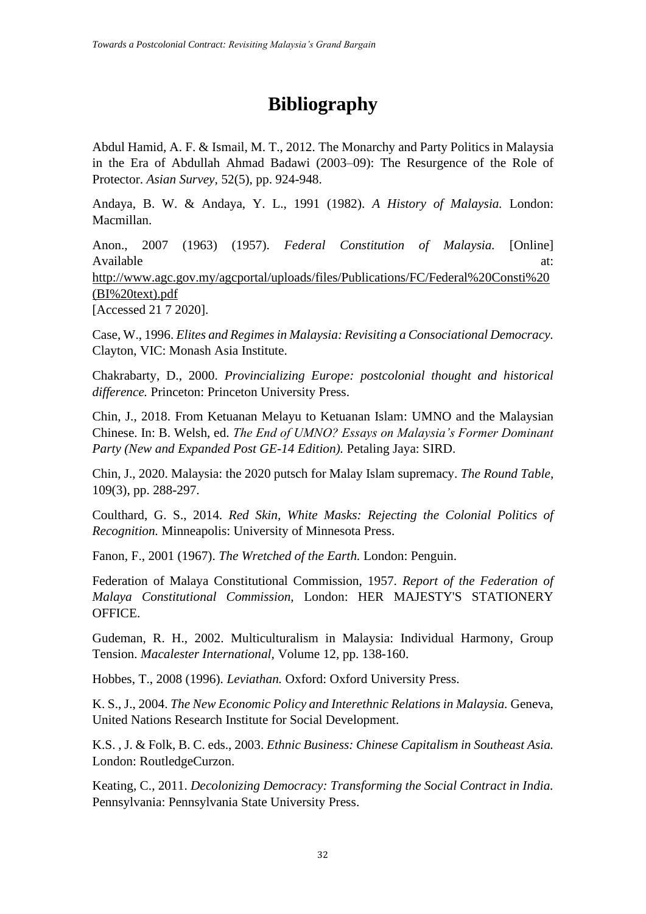# Bibliography

Abdul Hamid, A. F. & Ismail, M. T., 2012. The Monarchy and Party Politics in Malaysia in the Era of Abdullah Ahmad Badawi (2003–09): The Resurgence of the Role of Protector. *Asian Survey*, 52(5), pp. 924-948.

Andaya, B. W. & Andaya, Y. L., 1991 (1982). *A History of Malaysia.* London: Macmillan.

Anon., 2007 (1963) (1957). *Federal Constitution of Malaysia.* [Online] Available at: http://www.agc.gov.my/agcportal/uploads/files/Publications/FC/Federal%20Consti%20(BI%20text).pdf
[Accessed 21 7 2020].

Case, W., 1996. *Elites and Regimes in Malaysia: Revisiting a Consociational Democracy.* Clayton, VIC: Monash Asia Institute.

Chakrabarty, D., 2000. *Provincializing Europe: postcolonial thought and historical difference.* Princeton: Princeton University Press.

Chin, J., 2018. From Ketuanan Melayu to Ketuanan Islam: UMNO and the Malaysian Chinese. In: B. Welsh, ed. *The End of UMNO? Essays on Malaysia's Former Dominant Party (New and Expanded Post GE-14 Edition).* Petaling Jaya: SIRD.

Chin, J., 2020. Malaysia: the 2020 putsch for Malay Islam supremacy. *The Round Table,* 109(3), pp. 288-297.

Coulthard, G. S., 2014. *Red Skin, White Masks: Rejecting the Colonial Politics of Recognition.* Minneapolis: University of Minnesota Press.

Fanon, F., 2001 (1967). *The Wretched of the Earth.* London: Penguin.

Federation of Malaya Constitutional Commission, 1957. *Report of the Federation of Malaya Constitutional Commission,* London: HER MAJESTY'S STATIONERY OFFICE.

Gudeman, R. H., 2002. Multiculturalism in Malaysia: Individual Harmony, Group Tension. *Macalester International*, Volume 12, pp. 138-160.

Hobbes, T., 2008 (1996). *Leviathan.* Oxford: Oxford University Press.

K. S., J., 2004. *The New Economic Policy and Interethnic Relations in Malaysia.* Geneva, United Nations Research Institute for Social Development.

K.S. , J. & Folk, B. C. eds., 2003. *Ethnic Business: Chinese Capitalism in Southeast Asia.* London: RoutledgeCurzon.

Keating, C., 2011. *Decolonizing Democracy: Transforming the Social Contract in India.* Pennsylvania: Pennsylvania State University Press.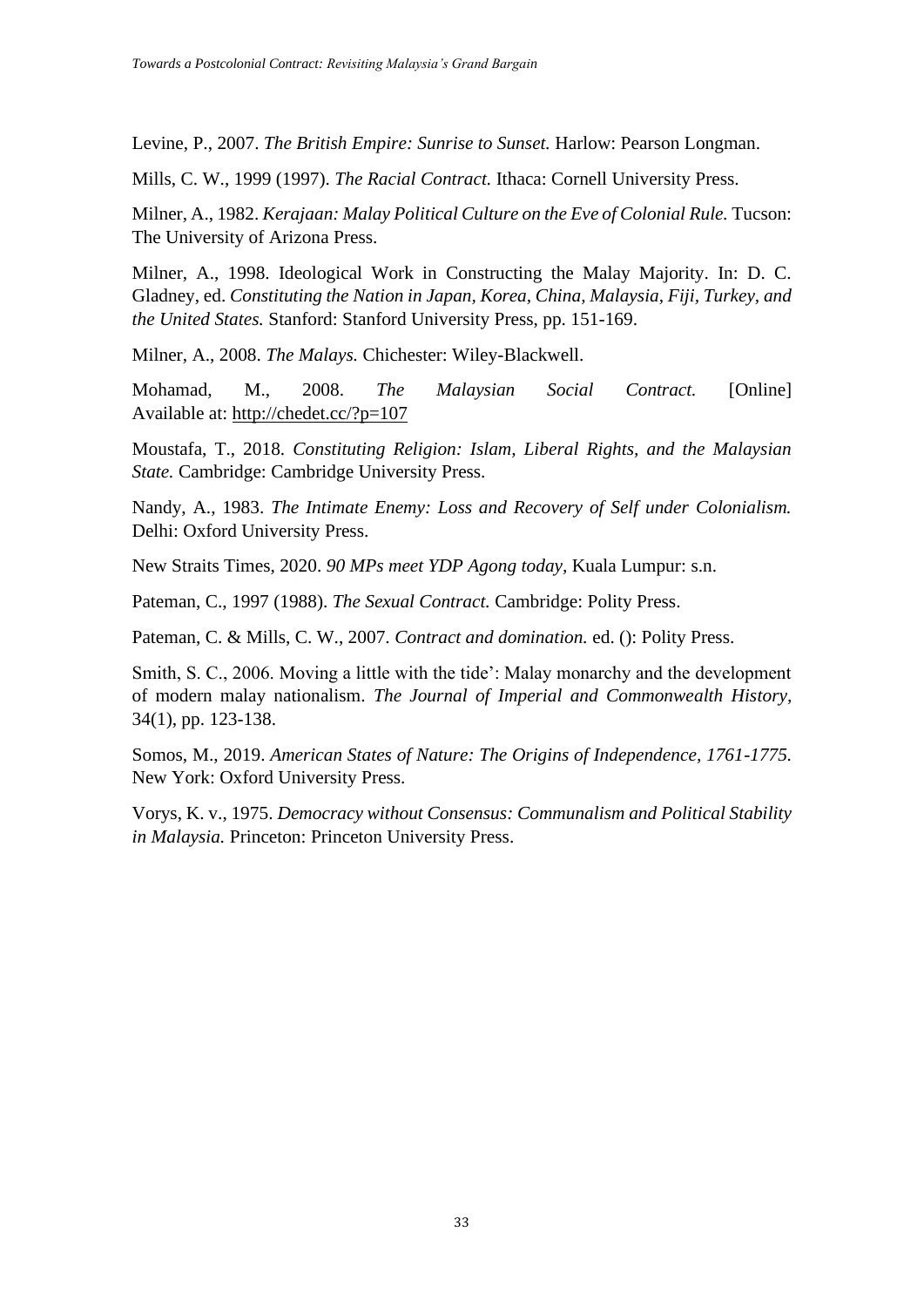Levine, P., 2007. *The British Empire: Sunrise to Sunset.* Harlow: Pearson Longman.

Mills, C. W., 1999 (1997). *The Racial Contract.* Ithaca: Cornell University Press.

Milner, A., 1982. *Kerajaan: Malay Political Culture on the Eve of Colonial Rule.* Tucson: The University of Arizona Press.

Milner, A., 1998. Ideological Work in Constructing the Malay Majority. In: D. C. Gladney, ed. *Constituting the Nation in Japan, Korea, China, Malaysia, Fiji, Turkey, and the United States.* Stanford: Stanford University Press, pp. 151-169.

Milner, A., 2008. *The Malays.* Chichester: Wiley-Blackwell.

Mohamad, M., 2008. *The Malaysian Social Contract.* [Online] Available at: http://chedet.cc/?p=107

Moustafa, T., 2018. *Constituting Religion: Islam, Liberal Rights, and the Malaysian State.* Cambridge: Cambridge University Press.

Nandy, A., 1983. *The Intimate Enemy: Loss and Recovery of Self under Colonialism.* Delhi: Oxford University Press.

New Straits Times, 2020. *90 MPs meet YDP Agong today,* Kuala Lumpur: s.n.

Pateman, C., 1997 (1988). *The Sexual Contract.* Cambridge: Polity Press.

Pateman, C. & Mills, C. W., 2007. *Contract and domination.* ed. (): Polity Press.

Smith, S. C., 2006. Moving a little with the tide': Malay monarchy and the development of modern malay nationalism. *The Journal of Imperial and Commonwealth History,* 34(1), pp. 123-138.

Somos, M., 2019. *American States of Nature: The Origins of Independence, 1761-1775.* New York: Oxford University Press.

Vorys, K. v., 1975. *Democracy without Consensus: Communalism and Political Stability in Malaysia.* Princeton: Princeton University Press.